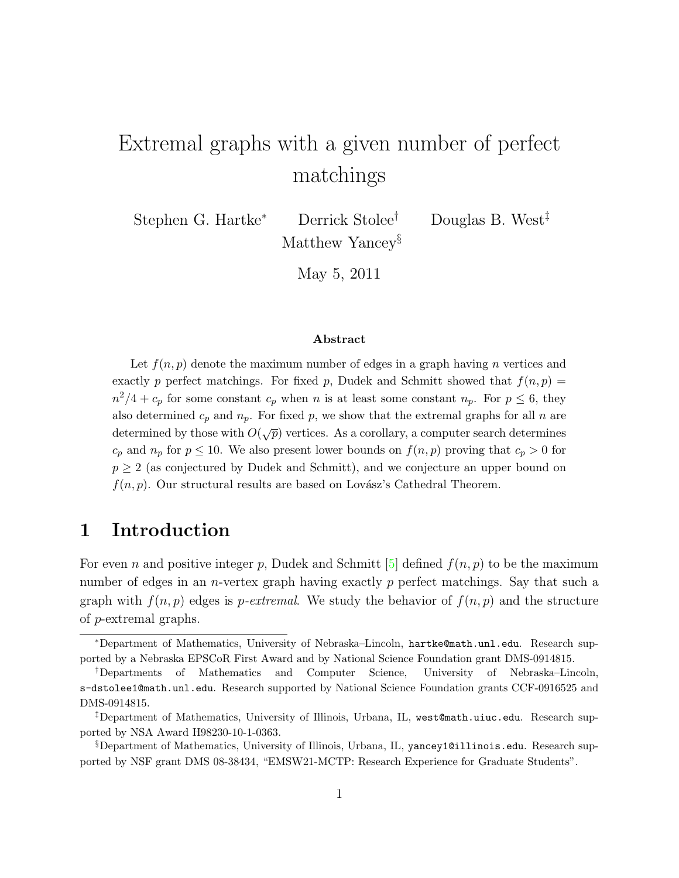# Extremal graphs with a given number of perfect matchings

Stephen G. Hartke[*] Derrick Stolee[†] Douglas B. West[‡] Matthew Yancey[§]

May 5, 2011

### Abstract

Let $f(n, p)$ denote the maximum number of edges in a graph having $n$ vertices and exactly $p$ perfect matchings. For fixed $p$, Dudek and Schmitt showed that $f(n, p) = n^2/4 + c_p$ for some constant $c_p$ when $n$ is at least some constant $n_p$. For $p \leq 6$, they also determined $c_p$ and $n_p$. For fixed $p$, we show that the extremal graphs for all $n$ are determined by those with $O(\sqrt{p})$ vertices. As a corollary, a computer search determines $c_p$ and $n_p$ for $p \leq 10$. We also present lower bounds on $f(n, p)$ proving that $c_p > 0$ for $p \geq 2$ (as conjectured by Dudek and Schmitt), and we conjecture an upper bound on $f(n, p)$. Our structural results are based on Lovász's Cathedral Theorem.

## 1 Introduction

For even $n$ and positive integer $p$, Dudek and Schmitt [5] defined $f(n, p)$ to be the maximum number of edges in an $n$-vertex graph having exactly $p$ perfect matchings. Say that such a graph with $f(n, p)$ edges is *p-extremal*. We study the behavior of $f(n, p)$ and the structure of $p$-extremal graphs.

---

[*] Department of Mathematics, University of Nebraska–Lincoln, hartke@math.unl.edu. Research supported by a Nebraska EPSCoR First Award and by National Science Foundation grant DMS-0914815.

[†] Departments of Mathematics and Computer Science, University of Nebraska–Lincoln, s-dstolee1@math.unl.edu. Research supported by National Science Foundation grants CCF-0916525 and DMS-0914815.

[‡] Department of Mathematics, University of Illinois, Urbana, IL, west@math.uiuc.edu. Research supported by NSA Award H98230-10-1-0363.

[§] Department of Mathematics, University of Illinois, Urbana, IL, yancey1@illinois.edu. Research supported by NSF grant DMS 08-38434, "EMSW21-MCTP: Research Experience for Graduate Students".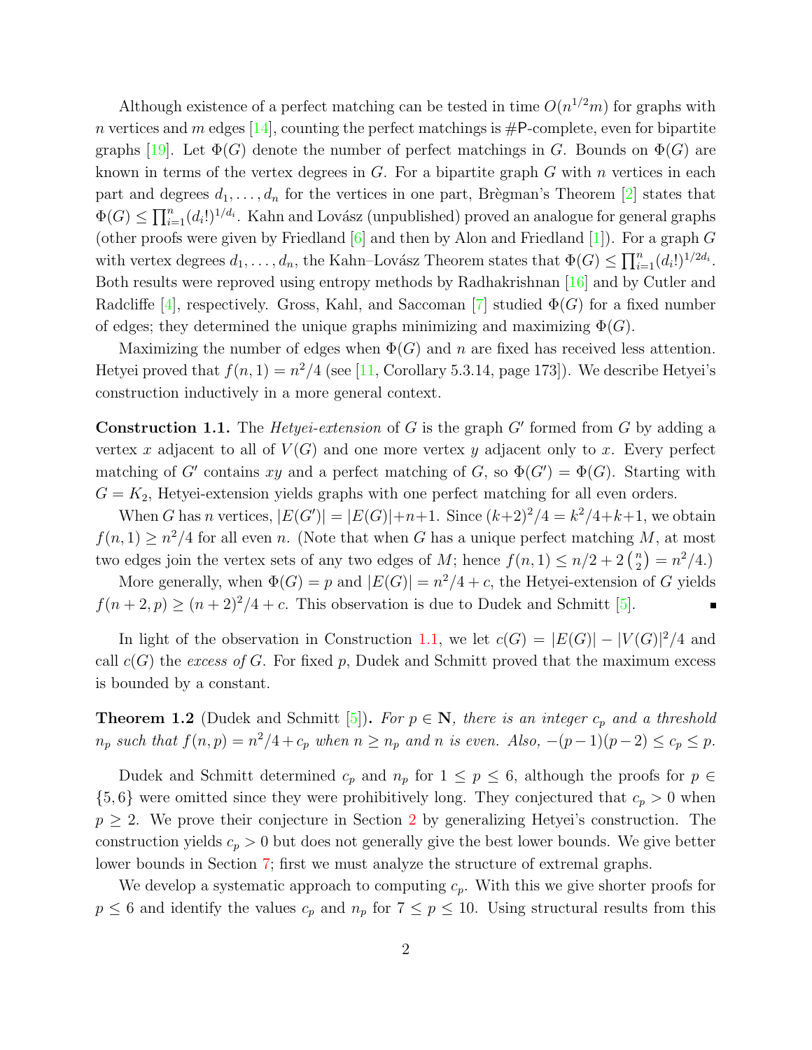Although existence of a perfect matching can be tested in time $O(n^{1/2}m)$ for graphs with $n$ vertices and $m$ edges [14], counting the perfect matchings is #P-complete, even for bipartite graphs [19]. Let $\Phi(G)$ denote the number of perfect matchings in $G$. Bounds on $\Phi(G)$ are known in terms of the vertex degrees in $G$. For a bipartite graph $G$ with $n$ vertices in each part and degrees $d_1, \ldots, d_n$ for the vertices in one part, Brègman's Theorem [2] states that $\Phi(G) \le \prod_{i=1}^{n} (d_i!)^{1/d_i}$. Kahn and Lovász (unpublished) proved an analogue for general graphs (other proofs were given by Friedland [6] and then by Alon and Friedland [1]). For a graph $G$ with vertex degrees $d_1, \ldots, d_n$, the Kahn–Lovász Theorem states that $\Phi(G) \le \prod_{i=1}^{n} (d_i!)^{1/2d_i}$. Both results were reproved using entropy methods by Radhakrishnan [16] and by Cutler and Radcliffe [4], respectively. Gross, Kahl, and Saccoman [7] studied $\Phi(G)$ for a fixed number of edges; they determined the unique graphs minimizing and maximizing $\Phi(G)$.

Maximizing the number of edges when $\Phi(G)$ and $n$ are fixed has received less attention. Hetyei proved that $f(n, 1) = n^2/4$ (see [11, Corollary 5.3.14, page 173]). We describe Hetyei's construction inductively in a more general context.

**Construction 1.1.** The *Hetyei-extension* of $G$ is the graph $G'$ formed from $G$ by adding a vertex $x$ adjacent to all of $V(G)$ and one more vertex $y$ adjacent only to $x$. Every perfect matching of $G'$ contains $xy$ and a perfect matching of $G$, so $\Phi(G') = \Phi(G)$. Starting with $G = K_2$, Hetyei-extension yields graphs with one perfect matching for all even orders.

When $G$ has $n$ vertices, $|E(G')| = |E(G)| + n + 1$. Since $(k+2)^2/4 = k^2/4 + k + 1$, we obtain $f(n, 1) \ge n^2/4$ for all even $n$. (Note that when $G$ has a unique perfect matching $M$, at most two edges join the vertex sets of any two edges of $M$; hence $f(n, 1) \le n/2 + 2\binom{n}{2} = n^2/4$.)

More generally, when $\Phi(G) = p$ and $|E(G)| = n^2/4 + c$, the Hetyei-extension of $G$ yields $f(n+2, p) \ge (n+2)^2/4 + c$. This observation is due to Dudek and Schmitt [5]. ∎

In light of the observation in Construction 1.1, we let $c(G) = |E(G)| - |V(G)|^2/4$ and call $c(G)$ the *excess of* $G$. For fixed $p$, Dudek and Schmitt proved that the maximum excess is bounded by a constant.

**Theorem 1.2** (Dudek and Schmitt [5])**.** *For $p \in \mathbf{N}$, there is an integer $c_p$ and a threshold $n_p$ such that $f(n, p) = n^2/4 + c_p$ when $n \ge n_p$ and $n$ is even. Also, $-(p-1)(p-2) \le c_p \le p$.*

Dudek and Schmitt determined $c_p$ and $n_p$ for $1 \le p \le 6$, although the proofs for $p \in \{5, 6\}$ were omitted since they were prohibitively long. They conjectured that $c_p > 0$ when $p \ge 2$. We prove their conjecture in Section 2 by generalizing Hetyei's construction. The construction yields $c_p > 0$ but does not generally give the best lower bounds. We give better lower bounds in Section 7; first we must analyze the structure of extremal graphs.

We develop a systematic approach to computing $c_p$. With this we give shorter proofs for $p \le 6$ and identify the values $c_p$ and $n_p$ for $7 \le p \le 10$. Using structural results from this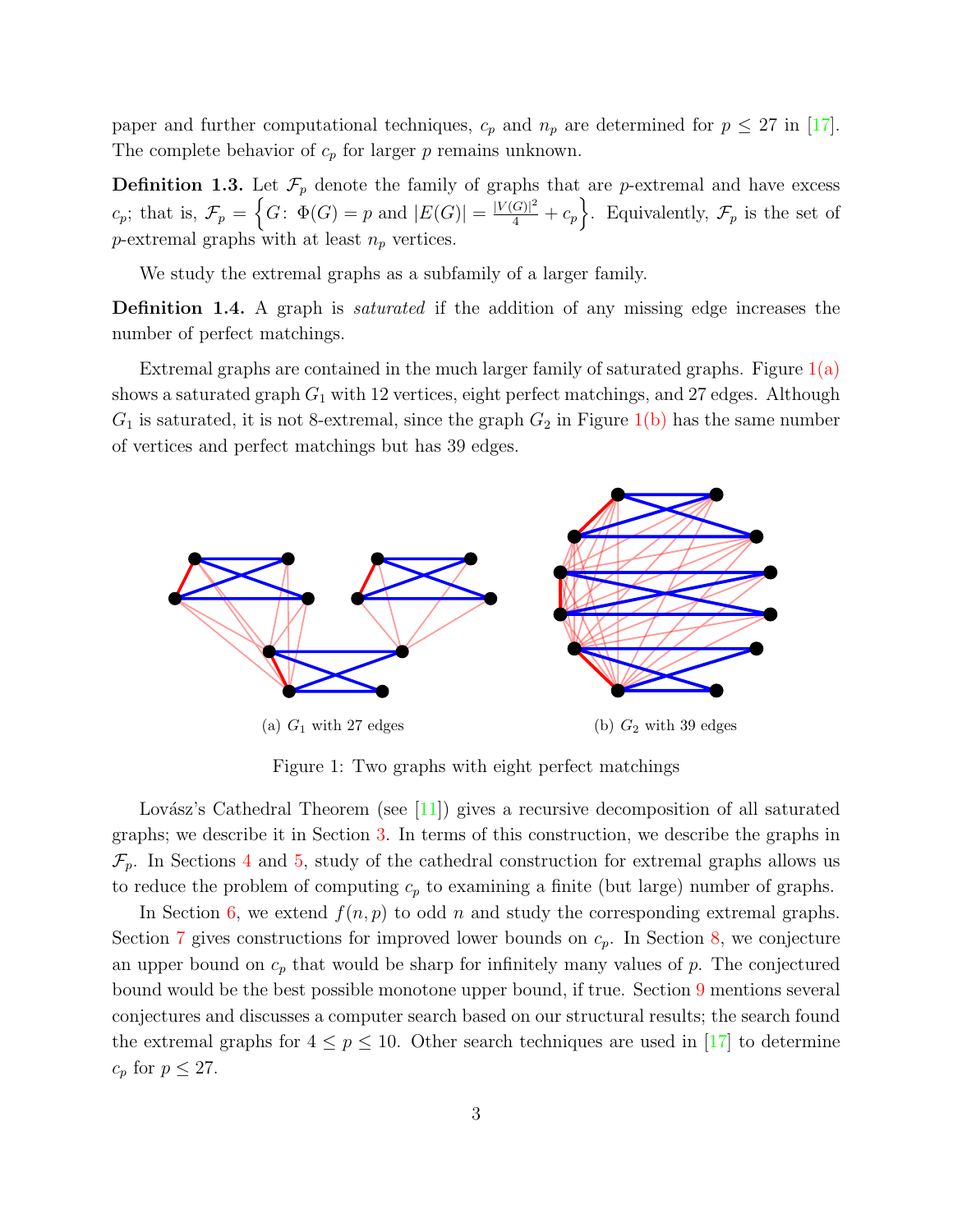paper and further computational techniques, $c_p$ and $n_p$ are determined for $p \leq 27$ in [17]. The complete behavior of $c_p$ for larger $p$ remains unknown.

**Definition 1.3.** Let $\mathcal{F}_p$ denote the family of graphs that are $p$-extremal and have excess $c_p$; that is, $\mathcal{F}_p = \left\{G\colon\ \Phi(G) = p \text{ and } |E(G)| = \frac{|V(G)|^2}{4} + c_p\right\}$. Equivalently, $\mathcal{F}_p$ is the set of $p$-extremal graphs with at least $n_p$ vertices.

We study the extremal graphs as a subfamily of a larger family.

**Definition 1.4.** A graph is *saturated* if the addition of any missing edge increases the number of perfect matchings.

Extremal graphs are contained in the much larger family of saturated graphs. Figure 1(a) shows a saturated graph $G_1$ with 12 vertices, eight perfect matchings, and 27 edges. Although $G_1$ is saturated, it is not 8-extremal, since the graph $G_2$ in Figure 1(b) has the same number of vertices and perfect matchings but has 39 edges.

(a) $G_1$ with 27 edges

(b) $G_2$ with 39 edges

Figure 1: Two graphs with eight perfect matchings

Lovász's Cathedral Theorem (see [11]) gives a recursive decomposition of all saturated graphs; we describe it in Section 3. In terms of this construction, we describe the graphs in $\mathcal{F}_p$. In Sections 4 and 5, study of the cathedral construction for extremal graphs allows us to reduce the problem of computing $c_p$ to examining a finite (but large) number of graphs.

In Section 6, we extend $f(n, p)$ to odd $n$ and study the corresponding extremal graphs. Section 7 gives constructions for improved lower bounds on $c_p$. In Section 8, we conjecture an upper bound on $c_p$ that would be sharp for infinitely many values of $p$. The conjectured bound would be the best possible monotone upper bound, if true. Section 9 mentions several conjectures and discusses a computer search based on our structural results; the search found the extremal graphs for $4 \leq p \leq 10$. Other search techniques are used in [17] to determine $c_p$ for $p \leq 27$.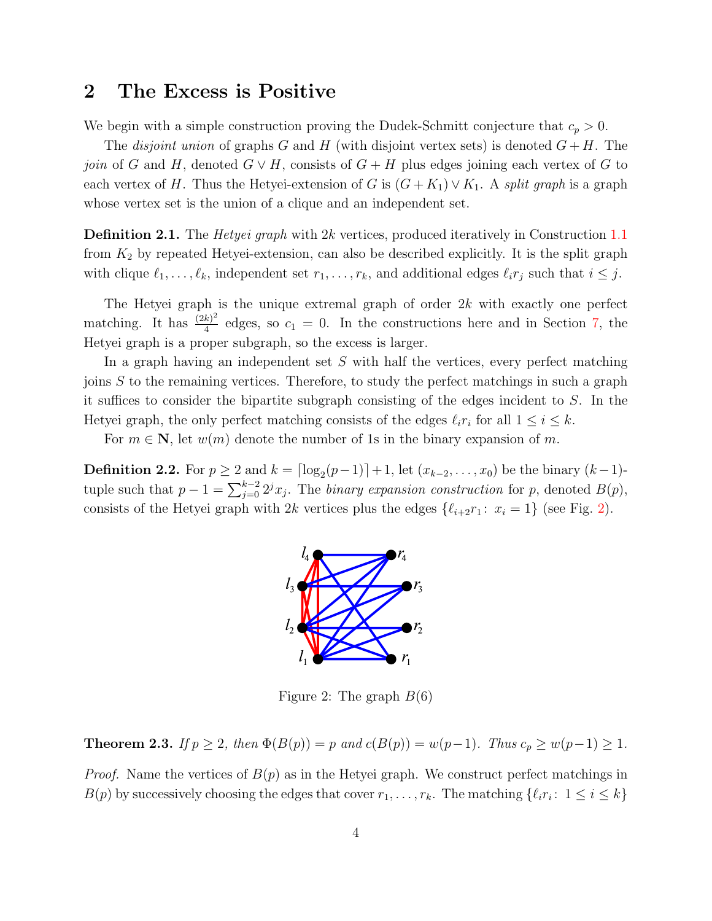## 2 The Excess is Positive

We begin with a simple construction proving the Dudek-Schmitt conjecture that $c_p > 0$.

The *disjoint union* of graphs $G$ and $H$ (with disjoint vertex sets) is denoted $G + H$. The *join* of $G$ and $H$, denoted $G \vee H$, consists of $G + H$ plus edges joining each vertex of $G$ to each vertex of $H$. Thus the Hetyei-extension of $G$ is $(G + K_1) \vee K_1$. A *split graph* is a graph whose vertex set is the union of a clique and an independent set.

**Definition 2.1.** The *Hetyei graph* with $2k$ vertices, produced iteratively in Construction 1.1 from $K_2$ by repeated Hetyei-extension, can also be described explicitly. It is the split graph with clique $\ell_1, \ldots, \ell_k$, independent set $r_1, \ldots, r_k$, and additional edges $\ell_i r_j$ such that $i \le j$.

The Hetyei graph is the unique extremal graph of order $2k$ with exactly one perfect matching. It has $\frac{(2k)^2}{4}$ edges, so $c_1 = 0$. In the constructions here and in Section 7, the Hetyei graph is a proper subgraph, so the excess is larger.

In a graph having an independent set $S$ with half the vertices, every perfect matching joins $S$ to the remaining vertices. Therefore, to study the perfect matchings in such a graph it suffices to consider the bipartite subgraph consisting of the edges incident to $S$. In the Hetyei graph, the only perfect matching consists of the edges $\ell_i r_i$ for all $1 \le i \le k$.

For $m \in \mathbf{N}$, let $w(m)$ denote the number of 1s in the binary expansion of $m$.

**Definition 2.2.** For $p \ge 2$ and $k = \lceil \log_2(p-1) \rceil + 1$, let $(x_{k-2}, \ldots, x_0)$ be the binary $(k-1)$-tuple such that $p - 1 = \sum_{j=0}^{k-2} 2^j x_j$. The *binary expansion construction* for $p$, denoted $B(p)$, consists of the Hetyei graph with $2k$ vertices plus the edges $\{\ell_{i+2} r_1 \colon x_i = 1\}$ (see Fig. 2).

Figure 2: The graph $B(6)$

**Theorem 2.3.** *If $p \ge 2$, then $\Phi(B(p)) = p$ and $c(B(p)) = w(p-1)$. Thus $c_p \ge w(p-1) \ge 1$.*

*Proof.* Name the vertices of $B(p)$ as in the Hetyei graph. We construct perfect matchings in $B(p)$ by successively choosing the edges that cover $r_1, \ldots, r_k$. The matching $\{\ell_i r_i \colon 1 \le i \le k\}$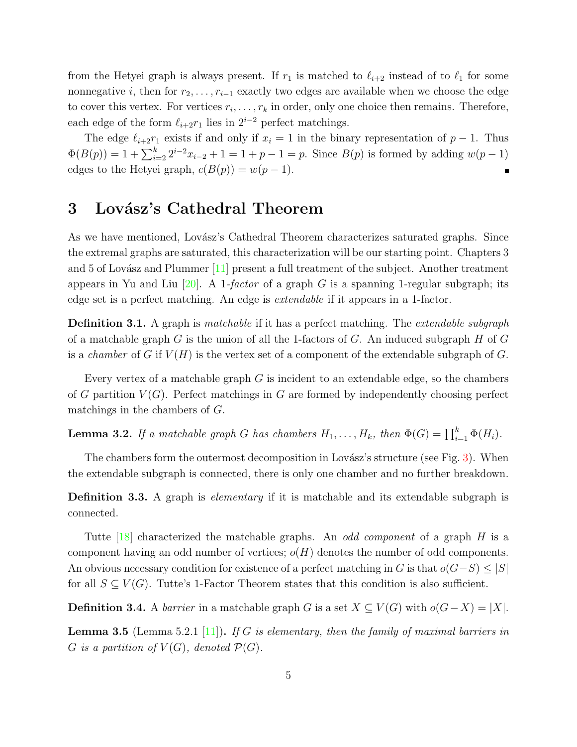from the Hetyei graph is always present. If $r_1$ is matched to $\ell_{i+2}$ instead of to $\ell_1$ for some nonnegative $i$, then for $r_2, \ldots, r_{i-1}$ exactly two edges are available when we choose the edge to cover this vertex. For vertices $r_i, \ldots, r_k$ in order, only one choice then remains. Therefore, each edge of the form $\ell_{i+2}r_1$ lies in $2^{i-2}$ perfect matchings.

The edge $\ell_{i+2}r_1$ exists if and only if $x_i = 1$ in the binary representation of $p-1$. Thus $\Phi(B(p)) = 1 + \sum_{i=2}^{k} 2^{i-2}x_{i-2} + 1 = 1 + p - 1 = p$. Since $B(p)$ is formed by adding $w(p-1)$ edges to the Hetyei graph, $c(B(p)) = w(p-1)$. ∎

## 3 Lovász's Cathedral Theorem

As we have mentioned, Lovász's Cathedral Theorem characterizes saturated graphs. Since the extremal graphs are saturated, this characterization will be our starting point. Chapters 3 and 5 of Lovász and Plummer [11] present a full treatment of the subject. Another treatment appears in Yu and Liu [20]. A 1-*factor* of a graph $G$ is a spanning 1-regular subgraph; its edge set is a perfect matching. An edge is *extendable* if it appears in a 1-factor.

**Definition 3.1.** A graph is *matchable* if it has a perfect matching. The *extendable subgraph* of a matchable graph $G$ is the union of all the 1-factors of $G$. An induced subgraph $H$ of $G$ is a *chamber* of $G$ if $V(H)$ is the vertex set of a component of the extendable subgraph of $G$.

Every vertex of a matchable graph $G$ is incident to an extendable edge, so the chambers of $G$ partition $V(G)$. Perfect matchings in $G$ are formed by independently choosing perfect matchings in the chambers of $G$.

**Lemma 3.2.** *If a matchable graph $G$ has chambers $H_1, \ldots, H_k$, then $\Phi(G) = \prod_{i=1}^{k} \Phi(H_i)$.*

The chambers form the outermost decomposition in Lovász's structure (see Fig. 3). When the extendable subgraph is connected, there is only one chamber and no further breakdown.

**Definition 3.3.** A graph is *elementary* if it is matchable and its extendable subgraph is connected.

Tutte [18] characterized the matchable graphs. An *odd component* of a graph $H$ is a component having an odd number of vertices; $o(H)$ denotes the number of odd components. An obvious necessary condition for existence of a perfect matching in $G$ is that $o(G-S) \le |S|$ for all $S \subseteq V(G)$. Tutte's 1-Factor Theorem states that this condition is also sufficient.

**Definition 3.4.** A *barrier* in a matchable graph $G$ is a set $X \subseteq V(G)$ with $o(G-X) = |X|$.

**Lemma 3.5** (Lemma 5.2.1 [11])**.** *If $G$ is elementary, then the family of maximal barriers in $G$ is a partition of $V(G)$, denoted $\mathcal{P}(G)$.*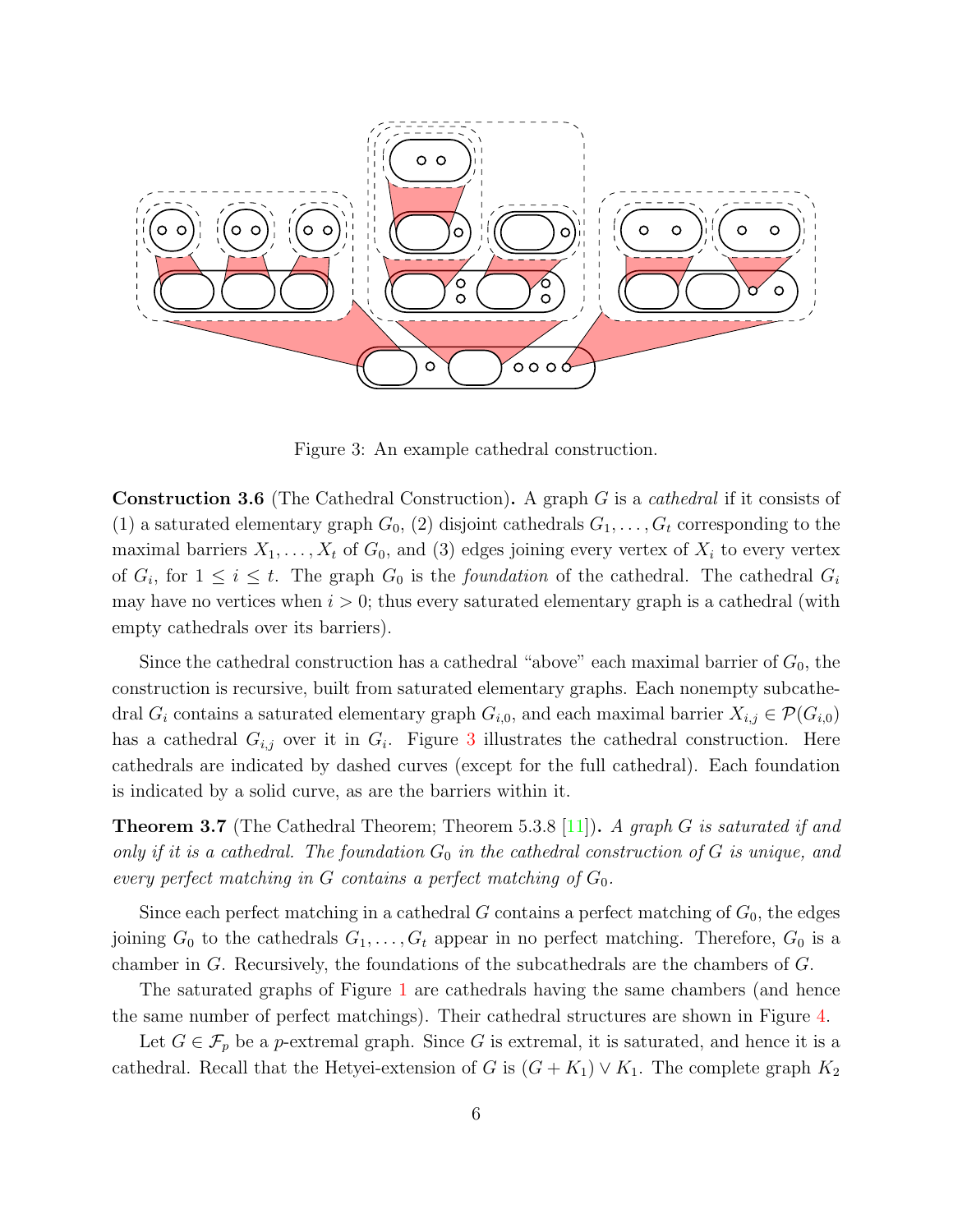Figure 3: An example cathedral construction.

**Construction 3.6** (The Cathedral Construction)**.** A graph $G$ is a *cathedral* if it consists of (1) a saturated elementary graph $G_0$, (2) disjoint cathedrals $G_1, \ldots, G_t$ corresponding to the maximal barriers $X_1, \ldots, X_t$ of $G_0$, and (3) edges joining every vertex of $X_i$ to every vertex of $G_i$, for $1 \le i \le t$. The graph $G_0$ is the *foundation* of the cathedral. The cathedral $G_i$ may have no vertices when $i > 0$; thus every saturated elementary graph is a cathedral (with empty cathedrals over its barriers).

Since the cathedral construction has a cathedral "above" each maximal barrier of $G_0$, the construction is recursive, built from saturated elementary graphs. Each nonempty subcathedral $G_i$ contains a saturated elementary graph $G_{i,0}$, and each maximal barrier $X_{i,j} \in \mathcal{P}(G_{i,0})$ has a cathedral $G_{i,j}$ over it in $G_i$. Figure 3 illustrates the cathedral construction. Here cathedrals are indicated by dashed curves (except for the full cathedral). Each foundation is indicated by a solid curve, as are the barriers within it.

**Theorem 3.7** (The Cathedral Theorem; Theorem 5.3.8 [11])**.** *A graph $G$ is saturated if and only if it is a cathedral. The foundation $G_0$ in the cathedral construction of $G$ is unique, and every perfect matching in $G$ contains a perfect matching of $G_0$.*

Since each perfect matching in a cathedral $G$ contains a perfect matching of $G_0$, the edges joining $G_0$ to the cathedrals $G_1, \ldots, G_t$ appear in no perfect matching. Therefore, $G_0$ is a chamber in $G$. Recursively, the foundations of the subcathedrals are the chambers of $G$.

The saturated graphs of Figure 1 are cathedrals having the same chambers (and hence the same number of perfect matchings). Their cathedral structures are shown in Figure 4.

Let $G \in \mathcal{F}_p$ be a $p$-extremal graph. Since $G$ is extremal, it is saturated, and hence it is a cathedral. Recall that the Hetyei-extension of $G$ is $(G + K_1) \vee K_1$. The complete graph $K_2$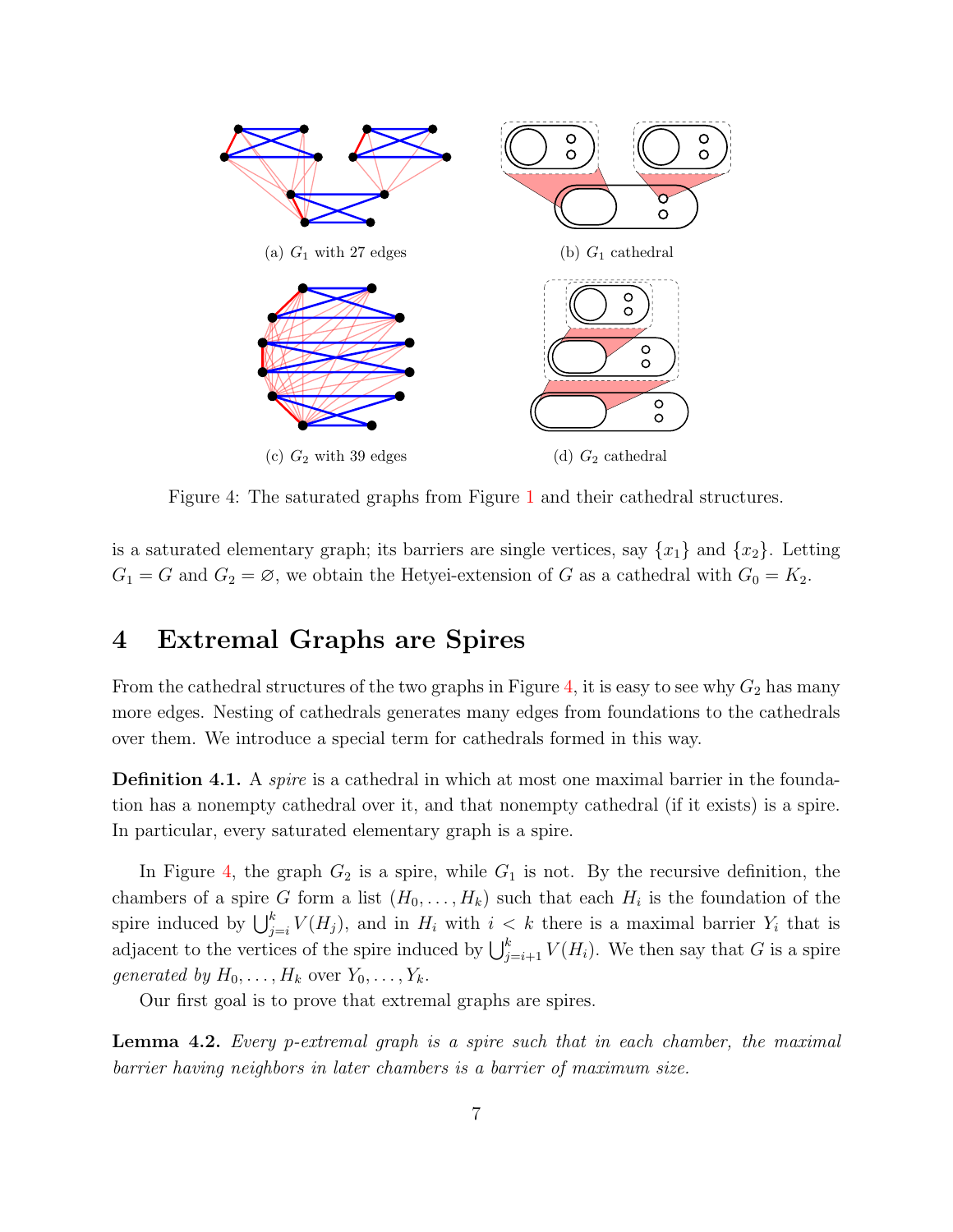(a) $G_1$ with 27 edges

(b) $G_1$ cathedral

(c) $G_2$ with 39 edges

(d) $G_2$ cathedral

Figure 4: The saturated graphs from Figure 1 and their cathedral structures.

is a saturated elementary graph; its barriers are single vertices, say $\{x_1\}$ and $\{x_2\}$. Letting $G_1 = G$ and $G_2 = \varnothing$, we obtain the Hetyei-extension of $G$ as a cathedral with $G_0 = K_2$.

## 4 Extremal Graphs are Spires

From the cathedral structures of the two graphs in Figure 4, it is easy to see why $G_2$ has many more edges. Nesting of cathedrals generates many edges from foundations to the cathedrals over them. We introduce a special term for cathedrals formed in this way.

**Definition 4.1.** A *spire* is a cathedral in which at most one maximal barrier in the foundation has a nonempty cathedral over it, and that nonempty cathedral (if it exists) is a spire. In particular, every saturated elementary graph is a spire.

In Figure 4, the graph $G_2$ is a spire, while $G_1$ is not. By the recursive definition, the chambers of a spire $G$ form a list $(H_0, \ldots, H_k)$ such that each $H_i$ is the foundation of the spire induced by $\bigcup_{j=i}^{k} V(H_j)$, and in $H_i$ with $i < k$ there is a maximal barrier $Y_i$ that is adjacent to the vertices of the spire induced by $\bigcup_{j=i+1}^{k} V(H_i)$. We then say that $G$ is a spire *generated by* $H_0, \ldots, H_k$ over $Y_0, \ldots, Y_k$.

Our first goal is to prove that extremal graphs are spires.

**Lemma 4.2.** *Every p-extremal graph is a spire such that in each chamber, the maximal barrier having neighbors in later chambers is a barrier of maximum size.*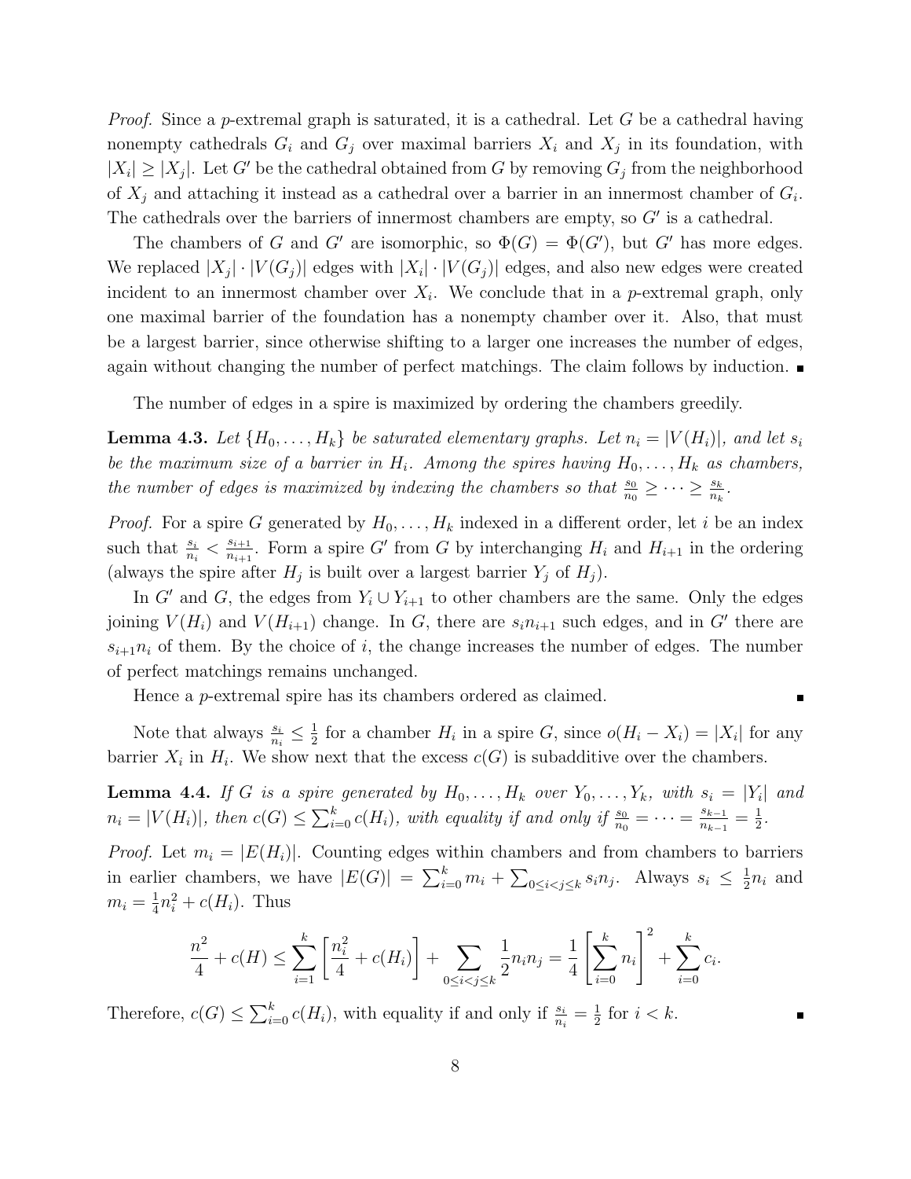*Proof.* Since a $p$-extremal graph is saturated, it is a cathedral. Let $G$ be a cathedral having nonempty cathedrals $G_i$ and $G_j$ over maximal barriers $X_i$ and $X_j$ in its foundation, with $|X_i| \geq |X_j|$. Let $G'$ be the cathedral obtained from $G$ by removing $G_j$ from the neighborhood of $X_j$ and attaching it instead as a cathedral over a barrier in an innermost chamber of $G_i$. The cathedrals over the barriers of innermost chambers are empty, so $G'$ is a cathedral.

The chambers of $G$ and $G'$ are isomorphic, so $\Phi(G) = \Phi(G')$, but $G'$ has more edges. We replaced $|X_j| \cdot |V(G_j)|$ edges with $|X_i| \cdot |V(G_j)|$ edges, and also new edges were created incident to an innermost chamber over $X_i$. We conclude that in a $p$-extremal graph, only one maximal barrier of the foundation has a nonempty chamber over it. Also, that must be a largest barrier, since otherwise shifting to a larger one increases the number of edges, again without changing the number of perfect matchings. The claim follows by induction. ∎

The number of edges in a spire is maximized by ordering the chambers greedily.

**Lemma 4.3.** *Let $\{H_0, \dots, H_k\}$ be saturated elementary graphs. Let $n_i = |V(H_i)|$, and let $s_i$ be the maximum size of a barrier in $H_i$. Among the spires having $H_0, \dots, H_k$ as chambers, the number of edges is maximized by indexing the chambers so that $\frac{s_0}{n_0} \geq \cdots \geq \frac{s_k}{n_k}$.*

*Proof.* For a spire $G$ generated by $H_0, \dots, H_k$ indexed in a different order, let $i$ be an index such that $\frac{s_i}{n_i} < \frac{s_{i+1}}{n_{i+1}}$. Form a spire $G'$ from $G$ by interchanging $H_i$ and $H_{i+1}$ in the ordering (always the spire after $H_j$ is built over a largest barrier $Y_j$ of $H_j$).

In $G'$ and $G$, the edges from $Y_i \cup Y_{i+1}$ to other chambers are the same. Only the edges joining $V(H_i)$ and $V(H_{i+1})$ change. In $G$, there are $s_i n_{i+1}$ such edges, and in $G'$ there are $s_{i+1} n_i$ of them. By the choice of $i$, the change increases the number of edges. The number of perfect matchings remains unchanged.

Hence a $p$-extremal spire has its chambers ordered as claimed. ∎

Note that always $\frac{s_i}{n_i} \leq \frac{1}{2}$ for a chamber $H_i$ in a spire $G$, since $o(H_i - X_i) = |X_i|$ for any barrier $X_i$ in $H_i$. We show next that the excess $c(G)$ is subadditive over the chambers.

**Lemma 4.4.** *If $G$ is a spire generated by $H_0, \dots, H_k$ over $Y_0, \dots, Y_k$, with $s_i = |Y_i|$ and $n_i = |V(H_i)|$, then $c(G) \leq \sum_{i=0}^k c(H_i)$, with equality if and only if $\frac{s_0}{n_0} = \cdots = \frac{s_{k-1}}{n_{k-1}} = \frac{1}{2}$.*

*Proof.* Let $m_i = |E(H_i)|$. Counting edges within chambers and from chambers to barriers in earlier chambers, we have $|E(G)| = \sum_{i=0}^k m_i + \sum_{0 \leq i < j \leq k} s_i n_j$. Always $s_i \leq \frac{1}{2} n_i$ and $m_i = \frac{1}{4} n_i^2 + c(H_i)$. Thus

$$\frac{n^2}{4} + c(H) \leq \sum_{i=1}^k \left[ \frac{n_i^2}{4} + c(H_i) \right] + \sum_{0 \leq i < j \leq k} \frac{1}{2} n_i n_j = \frac{1}{4} \left[ \sum_{i=0}^k n_i \right]^2 + \sum_{i=0}^k c_i.$$

Therefore, $c(G) \leq \sum_{i=0}^k c(H_i)$, with equality if and only if $\frac{s_i}{n_i} = \frac{1}{2}$ for $i < k$. ∎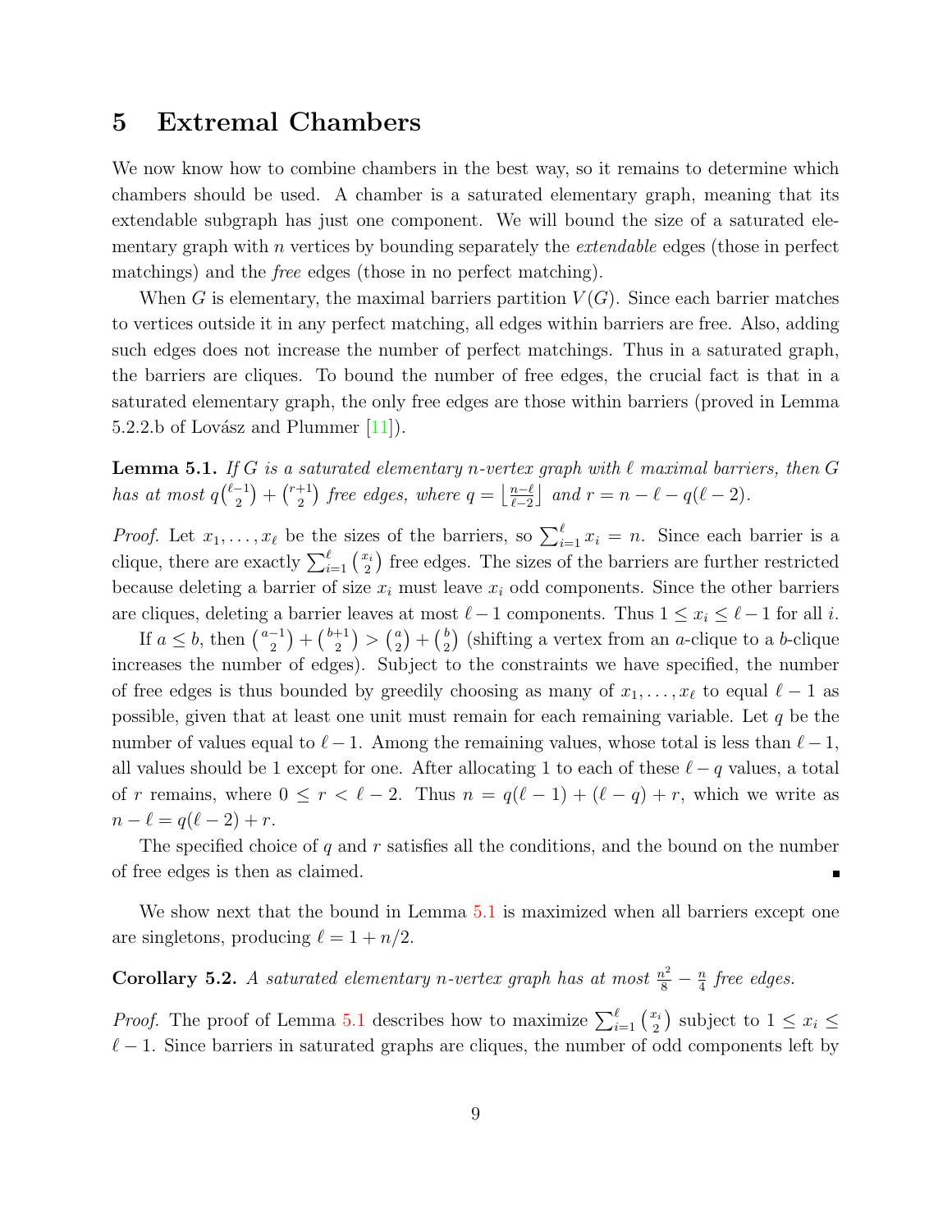## 5 Extremal Chambers

We now know how to combine chambers in the best way, so it remains to determine which chambers should be used. A chamber is a saturated elementary graph, meaning that its extendable subgraph has just one component. We will bound the size of a saturated elementary graph with $n$ vertices by bounding separately the *extendable* edges (those in perfect matchings) and the *free* edges (those in no perfect matching).

When $G$ is elementary, the maximal barriers partition $V(G)$. Since each barrier matches to vertices outside it in any perfect matching, all edges within barriers are free. Also, adding such edges does not increase the number of perfect matchings. Thus in a saturated graph, the barriers are cliques. To bound the number of free edges, the crucial fact is that in a saturated elementary graph, the only free edges are those within barriers (proved in Lemma 5.2.2.b of Lovász and Plummer [11]).

**Lemma 5.1.** *If $G$ is a saturated elementary $n$-vertex graph with $\ell$ maximal barriers, then $G$ has at most $q\binom{\ell-1}{2} + \binom{r+1}{2}$ free edges, where $q = \left\lfloor \frac{n-\ell}{\ell-2} \right\rfloor$ and $r = n - \ell - q(\ell-2)$.*

*Proof.* Let $x_1, \ldots, x_\ell$ be the sizes of the barriers, so $\sum_{i=1}^{\ell} x_i = n$. Since each barrier is a clique, there are exactly $\sum_{i=1}^{\ell} \binom{x_i}{2}$ free edges. The sizes of the barriers are further restricted because deleting a barrier of size $x_i$ must leave $x_i$ odd components. Since the other barriers are cliques, deleting a barrier leaves at most $\ell - 1$ components. Thus $1 \le x_i \le \ell - 1$ for all $i$.

If $a \le b$, then $\binom{a-1}{2} + \binom{b+1}{2} > \binom{a}{2} + \binom{b}{2}$ (shifting a vertex from an $a$-clique to a $b$-clique increases the number of edges). Subject to the constraints we have specified, the number of free edges is thus bounded by greedily choosing as many of $x_1, \ldots, x_\ell$ to equal $\ell - 1$ as possible, given that at least one unit must remain for each remaining variable. Let $q$ be the number of values equal to $\ell - 1$. Among the remaining values, whose total is less than $\ell - 1$, all values should be 1 except for one. After allocating 1 to each of these $\ell - q$ values, a total of $r$ remains, where $0 \le r < \ell - 2$. Thus $n = q(\ell - 1) + (\ell - q) + r$, which we write as $n - \ell = q(\ell - 2) + r$.

The specified choice of $q$ and $r$ satisfies all the conditions, and the bound on the number of free edges is then as claimed. ∎

We show next that the bound in Lemma 5.1 is maximized when all barriers except one are singletons, producing $\ell = 1 + n/2$.

**Corollary 5.2.** *A saturated elementary $n$-vertex graph has at most $\frac{n^2}{8} - \frac{n}{4}$ free edges.*

*Proof.* The proof of Lemma 5.1 describes how to maximize $\sum_{i=1}^{\ell} \binom{x_i}{2}$ subject to $1 \le x_i \le \ell - 1$. Since barriers in saturated graphs are cliques, the number of odd components left by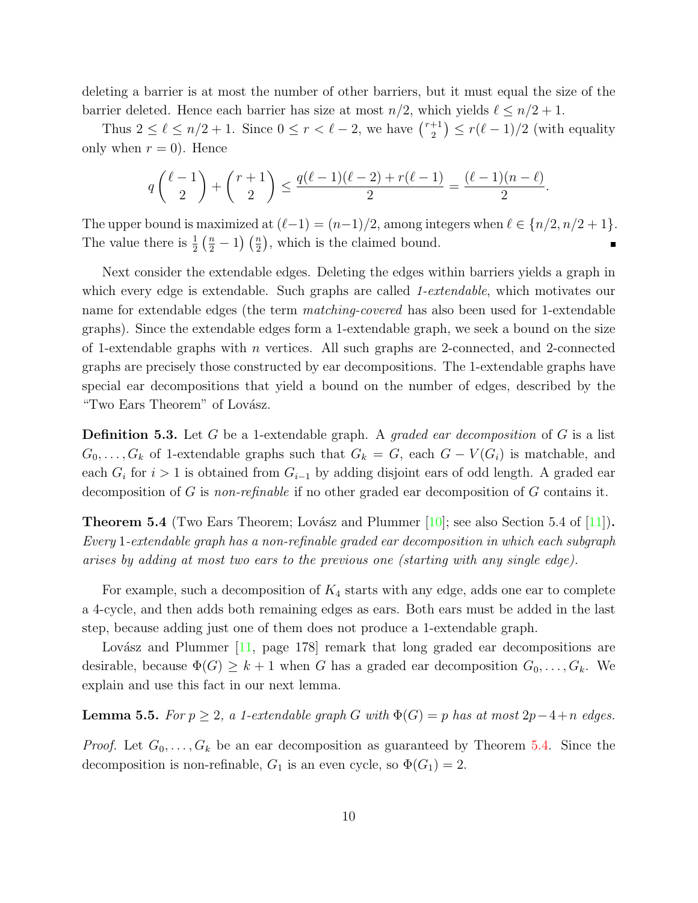deleting a barrier is at most the number of other barriers, but it must equal the size of the barrier deleted. Hence each barrier has size at most $n/2$, which yields $\ell \le n/2+1$.

Thus $2 \le \ell \le n/2+1$. Since $0 \le r < \ell - 2$, we have $\binom{r+1}{2} \le r(\ell-1)/2$ (with equality only when $r = 0$). Hence

$$q\binom{\ell-1}{2} + \binom{r+1}{2} \le \frac{q(\ell-1)(\ell-2) + r(\ell-1)}{2} = \frac{(\ell-1)(n-\ell)}{2}.$$

The upper bound is maximized at $(\ell-1) = (n-1)/2$, among integers when $\ell \in \{n/2, n/2+1\}$. The value there is $\frac{1}{2}\left(\frac{n}{2}-1\right)\left(\frac{n}{2}\right)$, which is the claimed bound. ∎

Next consider the extendable edges. Deleting the edges within barriers yields a graph in which every edge is extendable. Such graphs are called *1-extendable*, which motivates our name for extendable edges (the term *matching-covered* has also been used for 1-extendable graphs). Since the extendable edges form a 1-extendable graph, we seek a bound on the size of 1-extendable graphs with $n$ vertices. All such graphs are 2-connected, and 2-connected graphs are precisely those constructed by ear decompositions. The 1-extendable graphs have special ear decompositions that yield a bound on the number of edges, described by the "Two Ears Theorem" of Lovász.

**Definition 5.3.** Let $G$ be a 1-extendable graph. A *graded ear decomposition* of $G$ is a list $G_0, \ldots, G_k$ of 1-extendable graphs such that $G_k = G$, each $G - V(G_i)$ is matchable, and each $G_i$ for $i > 1$ is obtained from $G_{i-1}$ by adding disjoint ears of odd length. A graded ear decomposition of $G$ is *non-refinable* if no other graded ear decomposition of $G$ contains it.

**Theorem 5.4** (Two Ears Theorem; Lovász and Plummer [10]; see also Section 5.4 of [11])**.** *Every 1-extendable graph has a non-refinable graded ear decomposition in which each subgraph arises by adding at most two ears to the previous one (starting with any single edge).*

For example, such a decomposition of $K_4$ starts with any edge, adds one ear to complete a 4-cycle, and then adds both remaining edges as ears. Both ears must be added in the last step, because adding just one of them does not produce a 1-extendable graph.

Lovász and Plummer [11, page 178] remark that long graded ear decompositions are desirable, because $\Phi(G) \ge k+1$ when $G$ has a graded ear decomposition $G_0, \ldots, G_k$. We explain and use this fact in our next lemma.

**Lemma 5.5.** *For $p \ge 2$, a 1-extendable graph $G$ with $\Phi(G) = p$ has at most $2p-4+n$ edges.*

*Proof.* Let $G_0, \ldots, G_k$ be an ear decomposition as guaranteed by Theorem 5.4. Since the decomposition is non-refinable, $G_1$ is an even cycle, so $\Phi(G_1) = 2$.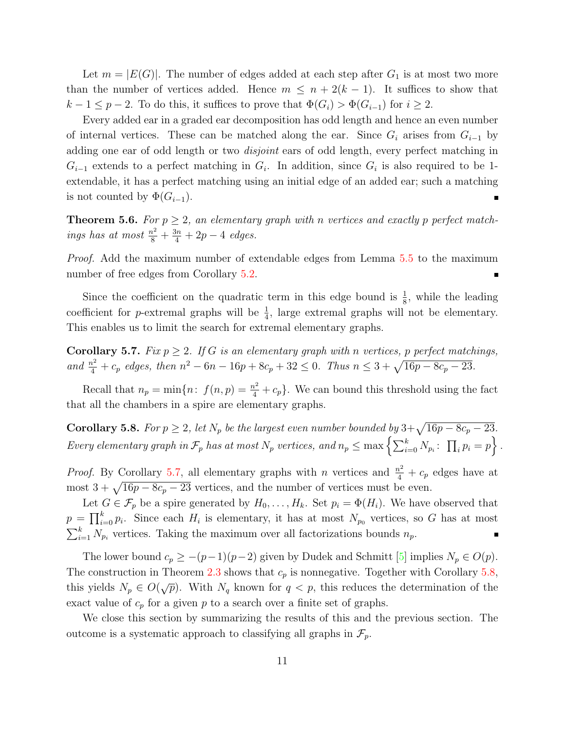Let $m = |E(G)|$. The number of edges added at each step after $G_1$ is at most two more than the number of vertices added. Hence $m \le n + 2(k-1)$. It suffices to show that $k - 1 \le p - 2$. To do this, it suffices to prove that $\Phi(G_i) > \Phi(G_{i-1})$ for $i \ge 2$.

Every added ear in a graded ear decomposition has odd length and hence an even number of internal vertices. These can be matched along the ear. Since $G_i$ arises from $G_{i-1}$ by adding one ear of odd length or two *disjoint* ears of odd length, every perfect matching in $G_{i-1}$ extends to a perfect matching in $G_i$. In addition, since $G_i$ is also required to be 1-extendable, it has a perfect matching using an initial edge of an added ear; such a matching is not counted by $\Phi(G_{i-1})$. ∎

**Theorem 5.6.** *For $p \ge 2$, an elementary graph with $n$ vertices and exactly $p$ perfect matchings has at most $\frac{n^2}{8} + \frac{3n}{4} + 2p - 4$ edges.*

*Proof.* Add the maximum number of extendable edges from Lemma 5.5 to the maximum number of free edges from Corollary 5.2. ∎

Since the coefficient on the quadratic term in this edge bound is $\frac{1}{8}$, while the leading coefficient for $p$-extremal graphs will be $\frac{1}{4}$, large extremal graphs will not be elementary. This enables us to limit the search for extremal elementary graphs.

**Corollary 5.7.** *Fix $p \ge 2$. If $G$ is an elementary graph with $n$ vertices, $p$ perfect matchings, and $\frac{n^2}{4} + c_p$ edges, then $n^2 - 6n - 16p + 8c_p + 32 \le 0$. Thus $n \le 3 + \sqrt{16p - 8c_p - 23}$.*

Recall that $n_p = \min\{n \colon f(n,p) = \frac{n^2}{4} + c_p\}$. We can bound this threshold using the fact that all the chambers in a spire are elementary graphs.

**Corollary 5.8.** *For $p \ge 2$, let $N_p$ be the largest even number bounded by $3+\sqrt{16p - 8c_p - 23}$. Every elementary graph in $\mathcal{F}_p$ has at most $N_p$ vertices, and $n_p \le \max\left\{\sum_{i=0}^{k} N_{p_i} \colon \prod_i p_i = p\right\}$.*

*Proof.* By Corollary 5.7, all elementary graphs with $n$ vertices and $\frac{n^2}{4} + c_p$ edges have at most $3 + \sqrt{16p - 8c_p - 23}$ vertices, and the number of vertices must be even.

Let $G \in \mathcal{F}_p$ be a spire generated by $H_0, \ldots, H_k$. Set $p_i = \Phi(H_i)$. We have observed that $p = \prod_{i=0}^{k} p_i$. Since each $H_i$ is elementary, it has at most $N_{p_0}$ vertices, so $G$ has at most $\sum_{i=1}^{k} N_{p_i}$ vertices. Taking the maximum over all factorizations bounds $n_p$. ∎

The lower bound $c_p \ge -(p-1)(p-2)$ given by Dudek and Schmitt [5] implies $N_p \in O(p)$. The construction in Theorem 2.3 shows that $c_p$ is nonnegative. Together with Corollary 5.8, this yields $N_p \in O(\sqrt{p})$. With $N_q$ known for $q < p$, this reduces the determination of the exact value of $c_p$ for a given $p$ to a search over a finite set of graphs.

We close this section by summarizing the results of this and the previous section. The outcome is a systematic approach to classifying all graphs in $\mathcal{F}_p$.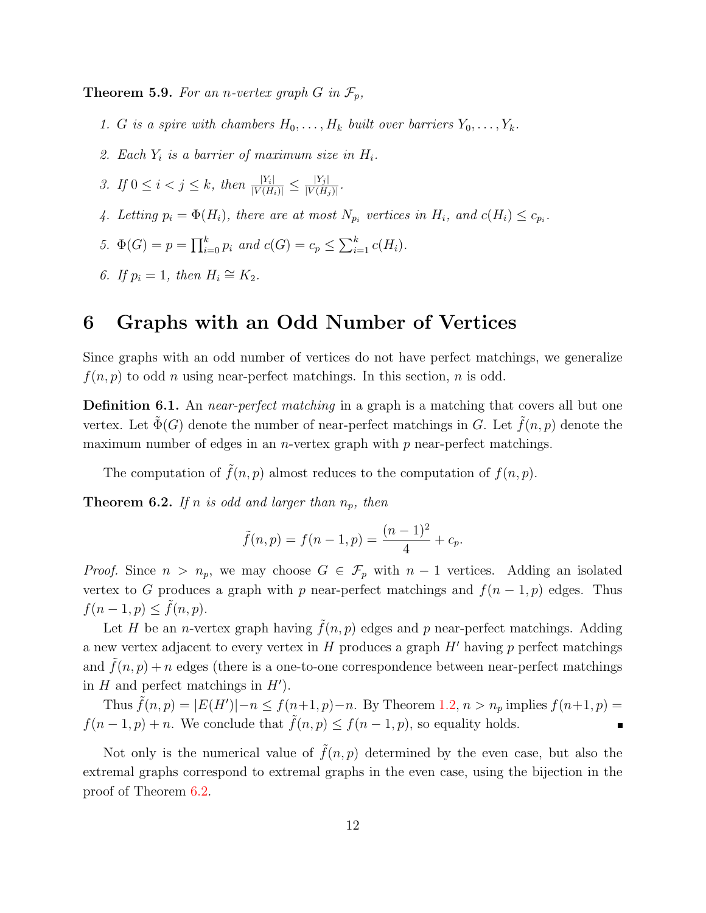**Theorem 5.9.** *For an $n$-vertex graph $G$ in $\mathcal{F}_p$,*

1. *$G$ is a spire with chambers $H_0, \ldots, H_k$ built over barriers $Y_0, \ldots, Y_k$.*
2. *Each $Y_i$ is a barrier of maximum size in $H_i$.*
3. *If $0 \le i < j \le k$, then $\frac{|Y_i|}{|V(H_i)|} \le \frac{|Y_j|}{|V(H_j)|}$.*
4. *Letting $p_i = \Phi(H_i)$, there are at most $N_{p_i}$ vertices in $H_i$, and $c(H_i) \le c_{p_i}$.*
5. *$\Phi(G) = p = \prod_{i=0}^{k} p_i$ and $c(G) = c_p \le \sum_{i=1}^{k} c(H_i)$.*
6. *If $p_i = 1$, then $H_i \cong K_2$.*

# 6 Graphs with an Odd Number of Vertices

Since graphs with an odd number of vertices do not have perfect matchings, we generalize $f(n, p)$ to odd $n$ using near-perfect matchings. In this section, $n$ is odd.

**Definition 6.1.** An *near-perfect matching* in a graph is a matching that covers all but one vertex. Let $\tilde{\Phi}(G)$ denote the number of near-perfect matchings in $G$. Let $\tilde{f}(n, p)$ denote the maximum number of edges in an $n$-vertex graph with $p$ near-perfect matchings.

The computation of $\tilde{f}(n, p)$ almost reduces to the computation of $f(n, p)$.

**Theorem 6.2.** *If $n$ is odd and larger than $n_p$, then*

$$\tilde{f}(n, p) = f(n - 1, p) = \frac{(n-1)^2}{4} + c_p.$$

*Proof.* Since $n > n_p$, we may choose $G \in \mathcal{F}_p$ with $n - 1$ vertices. Adding an isolated vertex to $G$ produces a graph with $p$ near-perfect matchings and $f(n - 1, p)$ edges. Thus $f(n - 1, p) \le \tilde{f}(n, p)$.

Let $H$ be an $n$-vertex graph having $\tilde{f}(n, p)$ edges and $p$ near-perfect matchings. Adding a new vertex adjacent to every vertex in $H$ produces a graph $H'$ having $p$ perfect matchings and $\tilde{f}(n, p) + n$ edges (there is a one-to-one correspondence between near-perfect matchings in $H$ and perfect matchings in $H'$).

Thus $\tilde{f}(n, p) = |E(H')| - n \le f(n+1, p) - n$. By Theorem 1.2, $n > n_p$ implies $f(n+1, p) = f(n - 1, p) + n$. We conclude that $\tilde{f}(n, p) \le f(n - 1, p)$, so equality holds. ∎

Not only is the numerical value of $\tilde{f}(n, p)$ determined by the even case, but also the extremal graphs correspond to extremal graphs in the even case, using the bijection in the proof of Theorem 6.2.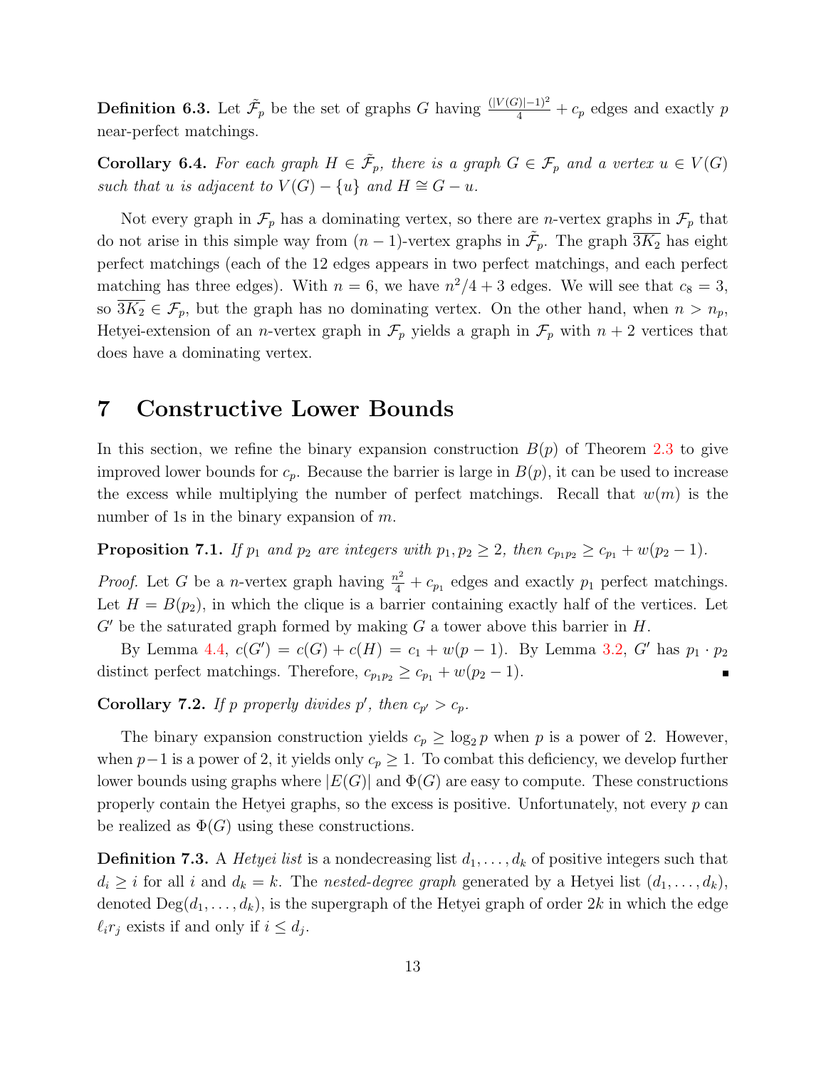**Definition 6.3.** Let $\tilde{\mathcal{F}}_p$ be the set of graphs $G$ having $\frac{(|V(G)|-1)^2}{4} + c_p$ edges and exactly $p$ near-perfect matchings.

**Corollary 6.4.** *For each graph $H \in \tilde{\mathcal{F}}_p$, there is a graph $G \in \mathcal{F}_p$ and a vertex $u \in V(G)$ such that $u$ is adjacent to $V(G) - \{u\}$ and $H \cong G - u$.*

Not every graph in $\mathcal{F}_p$ has a dominating vertex, so there are $n$-vertex graphs in $\mathcal{F}_p$ that do not arise in this simple way from $(n-1)$-vertex graphs in $\tilde{\mathcal{F}}_p$. The graph $\overline{3K_2}$ has eight perfect matchings (each of the 12 edges appears in two perfect matchings, and each perfect matching has three edges). With $n = 6$, we have $n^2/4 + 3$ edges. We will see that $c_8 = 3$, so $\overline{3K_2} \in \mathcal{F}_p$, but the graph has no dominating vertex. On the other hand, when $n > n_p$, Hetyei-extension of an $n$-vertex graph in $\mathcal{F}_p$ yields a graph in $\mathcal{F}_p$ with $n+2$ vertices that does have a dominating vertex.

# 7 Constructive Lower Bounds

In this section, we refine the binary expansion construction $B(p)$ of Theorem 2.3 to give improved lower bounds for $c_p$. Because the barrier is large in $B(p)$, it can be used to increase the excess while multiplying the number of perfect matchings. Recall that $w(m)$ is the number of 1s in the binary expansion of $m$.

**Proposition 7.1.** *If $p_1$ and $p_2$ are integers with $p_1, p_2 \geq 2$, then $c_{p_1p_2} \geq c_{p_1} + w(p_2 - 1)$.*

*Proof.* Let $G$ be a $n$-vertex graph having $\frac{n^2}{4} + c_{p_1}$ edges and exactly $p_1$ perfect matchings. Let $H = B(p_2)$, in which the clique is a barrier containing exactly half of the vertices. Let $G'$ be the saturated graph formed by making $G$ a tower above this barrier in $H$.

By Lemma 4.4, $c(G') = c(G) + c(H) = c_1 + w(p-1)$. By Lemma 3.2, $G'$ has $p_1 \cdot p_2$ distinct perfect matchings. Therefore, $c_{p_1p_2} \geq c_{p_1} + w(p_2 - 1)$. ∎

**Corollary 7.2.** *If $p$ properly divides $p'$, then $c_{p'} > c_p$.*

The binary expansion construction yields $c_p \geq \log_2 p$ when $p$ is a power of 2. However, when $p-1$ is a power of 2, it yields only $c_p \geq 1$. To combat this deficiency, we develop further lower bounds using graphs where $|E(G)|$ and $\Phi(G)$ are easy to compute. These constructions properly contain the Hetyei graphs, so the excess is positive. Unfortunately, not every $p$ can be realized as $\Phi(G)$ using these constructions.

**Definition 7.3.** A *Hetyei list* is a nondecreasing list $d_1, \dots, d_k$ of positive integers such that $d_i \geq i$ for all $i$ and $d_k = k$. The *nested-degree graph* generated by a Hetyei list $(d_1, \dots, d_k)$, denoted $\text{Deg}(d_1, \dots, d_k)$, is the supergraph of the Hetyei graph of order $2k$ in which the edge $\ell_i r_j$ exists if and only if $i \leq d_j$.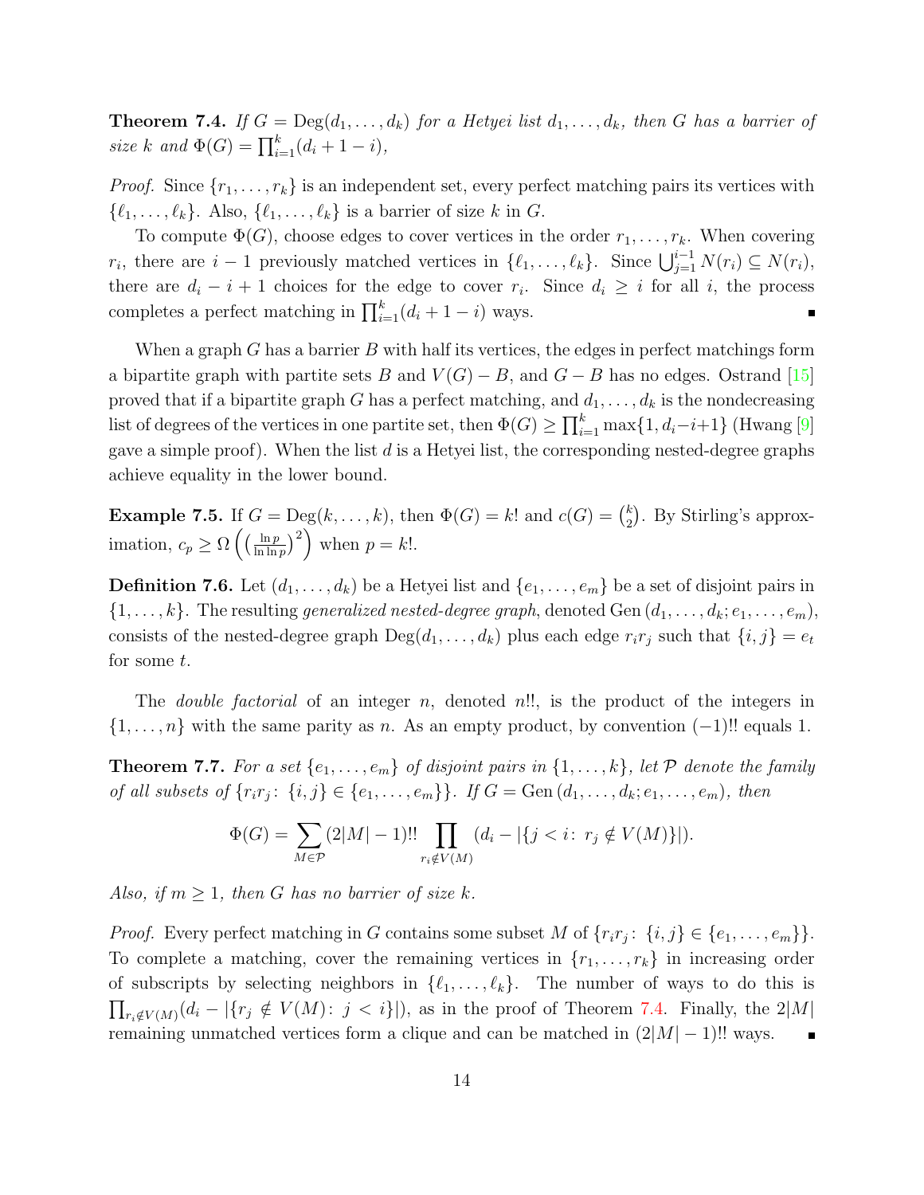**Theorem 7.4.** *If $G = \mathrm{Deg}(d_1, \dots, d_k)$ for a Hetyei list $d_1, \dots, d_k$, then $G$ has a barrier of size $k$ and $\Phi(G) = \prod_{i=1}^{k}(d_i + 1 - i)$,*

*Proof.* Since $\{r_1, \dots, r_k\}$ is an independent set, every perfect matching pairs its vertices with $\{\ell_1, \dots, \ell_k\}$. Also, $\{\ell_1, \dots, \ell_k\}$ is a barrier of size $k$ in $G$.

To compute $\Phi(G)$, choose edges to cover vertices in the order $r_1, \dots, r_k$. When covering $r_i$, there are $i - 1$ previously matched vertices in $\{\ell_1, \dots, \ell_k\}$. Since $\bigcup_{j=1}^{i-1} N(r_i) \subseteq N(r_i)$, there are $d_i - i + 1$ choices for the edge to cover $r_i$. Since $d_i \geq i$ for all $i$, the process completes a perfect matching in $\prod_{i=1}^{k}(d_i + 1 - i)$ ways. ∎

When a graph $G$ has a barrier $B$ with half its vertices, the edges in perfect matchings form a bipartite graph with partite sets $B$ and $V(G) - B$, and $G - B$ has no edges. Ostrand [15] proved that if a bipartite graph $G$ has a perfect matching, and $d_1, \dots, d_k$ is the nondecreasing list of degrees of the vertices in one partite set, then $\Phi(G) \geq \prod_{i=1}^{k} \max\{1, d_i - i + 1\}$ (Hwang [9] gave a simple proof). When the list $d$ is a Hetyei list, the corresponding nested-degree graphs achieve equality in the lower bound.

**Example 7.5.** If $G = \mathrm{Deg}(k, \dots, k)$, then $\Phi(G) = k!$ and $c(G) = \binom{k}{2}$. By Stirling's approximation, $c_p \geq \Omega\left(\left(\frac{\ln p}{\ln \ln p}\right)^2\right)$ when $p = k!$.

**Definition 7.6.** Let $(d_1, \dots, d_k)$ be a Hetyei list and $\{e_1, \dots, e_m\}$ be a set of disjoint pairs in $\{1, \dots, k\}$. The resulting *generalized nested-degree graph*, denoted $\mathrm{Gen}\,(d_1, \dots, d_k; e_1, \dots, e_m)$, consists of the nested-degree graph $\mathrm{Deg}(d_1, \dots, d_k)$ plus each edge $r_i r_j$ such that $\{i, j\} = e_t$ for some $t$.

The *double factorial* of an integer $n$, denoted $n!!$, is the product of the integers in $\{1, \dots, n\}$ with the same parity as $n$. As an empty product, by convention $(-1)!!$ equals 1.

**Theorem 7.7.** *For a set $\{e_1, \dots, e_m\}$ of disjoint pairs in $\{1, \dots, k\}$, let $\mathcal{P}$ denote the family of all subsets of $\{r_i r_j \colon \{i, j\} \in \{e_1, \dots, e_m\}\}$. If $G = \mathrm{Gen}\,(d_1, \dots, d_k; e_1, \dots, e_m)$, then*

$$\Phi(G) = \sum_{M \in \mathcal{P}} (2|M| - 1)!! \prod_{r_i \notin V(M)} (d_i - |\{j < i \colon r_j \notin V(M)\}|).$$

*Also, if $m \geq 1$, then $G$ has no barrier of size $k$.*

*Proof.* Every perfect matching in $G$ contains some subset $M$ of $\{r_i r_j \colon \{i, j\} \in \{e_1, \dots, e_m\}\}$. To complete a matching, cover the remaining vertices in $\{r_1, \dots, r_k\}$ in increasing order of subscripts by selecting neighbors in $\{\ell_1, \dots, \ell_k\}$. The number of ways to do this is $\prod_{r_i \notin V(M)}(d_i - |\{r_j \notin V(M) \colon j < i\}|)$, as in the proof of Theorem 7.4. Finally, the $2|M|$ remaining unmatched vertices form a clique and can be matched in $(2|M| - 1)!!$ ways. ∎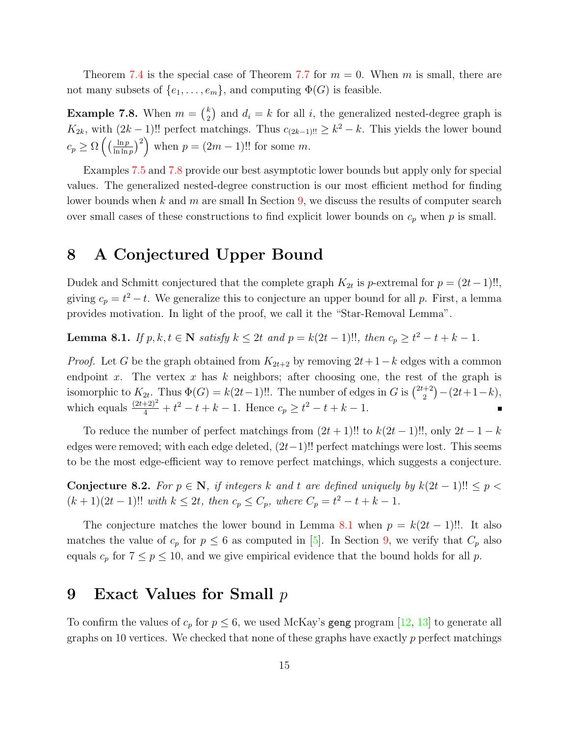Theorem 7.4 is the special case of Theorem 7.7 for $m = 0$. When $m$ is small, there are not many subsets of $\{e_1, \ldots, e_m\}$, and computing $\Phi(G)$ is feasible.

**Example 7.8.** When $m = \binom{k}{2}$ and $d_i = k$ for all $i$, the generalized nested-degree graph is $K_{2k}$, with $(2k-1)!!$ perfect matchings. Thus $c_{(2k-1)!!} \geq k^2 - k$. This yields the lower bound $c_p \geq \Omega\left(\left(\frac{\ln p}{\ln \ln p}\right)^2\right)$ when $p = (2m-1)!!$ for some $m$.

Examples 7.5 and 7.8 provide our best asymptotic lower bounds but apply only for special values. The generalized nested-degree construction is our most efficient method for finding lower bounds when $k$ and $m$ are small In Section 9, we discuss the results of computer search over small cases of these constructions to find explicit lower bounds on $c_p$ when $p$ is small.

# 8 A Conjectured Upper Bound

Dudek and Schmitt conjectured that the complete graph $K_{2t}$ is $p$-extremal for $p = (2t-1)!!$, giving $c_p = t^2 - t$. We generalize this to conjecture an upper bound for all $p$. First, a lemma provides motivation. In light of the proof, we call it the "Star-Removal Lemma".

**Lemma 8.1.** *If $p, k, t \in \mathbf{N}$ satisfy $k \leq 2t$ and $p = k(2t-1)!!$, then $c_p \geq t^2 - t + k - 1$.*

*Proof.* Let $G$ be the graph obtained from $K_{2t+2}$ by removing $2t+1-k$ edges with a common endpoint $x$. The vertex $x$ has $k$ neighbors; after choosing one, the rest of the graph is isomorphic to $K_{2t}$. Thus $\Phi(G) = k(2t-1)!!$. The number of edges in $G$ is $\binom{2t+2}{2} - (2t+1-k)$, which equals $\frac{(2t+2)^2}{4} + t^2 - t + k - 1$. Hence $c_p \geq t^2 - t + k - 1$. ∎

To reduce the number of perfect matchings from $(2t+1)!!$ to $k(2t-1)!!$, only $2t-1-k$ edges were removed; with each edge deleted, $(2t-1)!!$ perfect matchings were lost. This seems to be the most edge-efficient way to remove perfect matchings, which suggests a conjecture.

**Conjecture 8.2.** *For $p \in \mathbf{N}$, if integers $k$ and $t$ are defined uniquely by $k(2t-1)!! \leq p < (k+1)(2t-1)!!$ with $k \leq 2t$, then $c_p \leq C_p$, where $C_p = t^2 - t + k - 1$.*

The conjecture matches the lower bound in Lemma 8.1 when $p = k(2t-1)!!$. It also matches the value of $c_p$ for $p \leq 6$ as computed in [5]. In Section 9, we verify that $C_p$ also equals $c_p$ for $7 \leq p \leq 10$, and we give empirical evidence that the bound holds for all $p$.

# 9 Exact Values for Small $p$

To confirm the values of $c_p$ for $p \leq 6$, we used McKay's `geng` program [12, 13] to generate all graphs on 10 vertices. We checked that none of these graphs have exactly $p$ perfect matchings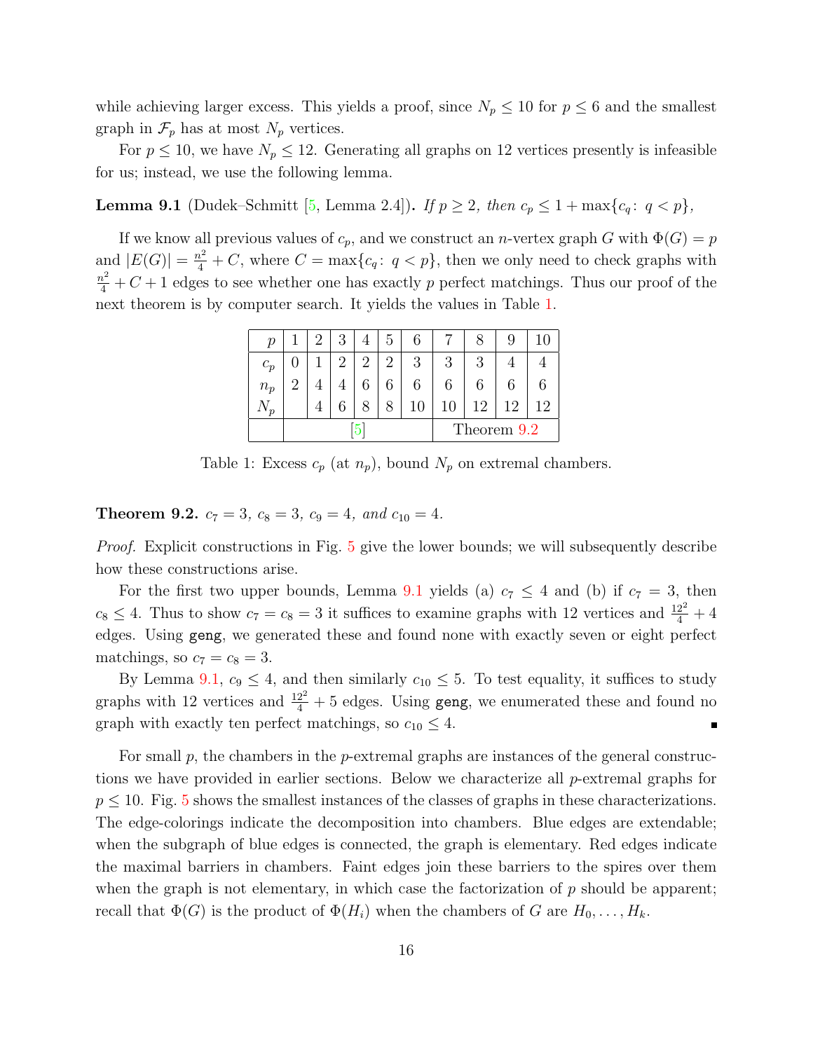while achieving larger excess. This yields a proof, since $N_p \le 10$ for $p \le 6$ and the smallest graph in $\mathcal{F}_p$ has at most $N_p$ vertices.

For $p \le 10$, we have $N_p \le 12$. Generating all graphs on 12 vertices presently is infeasible for us; instead, we use the following lemma.

**Lemma 9.1** (Dudek–Schmitt [5, Lemma 2.4])**.** *If $p \ge 2$, then $c_p \le 1 + \max\{c_q \colon q < p\}$,*

If we know all previous values of $c_p$, and we construct an $n$-vertex graph $G$ with $\Phi(G) = p$ and $|E(G)| = \frac{n^2}{4} + C$, where $C = \max\{c_q \colon q < p\}$, then we only need to check graphs with $\frac{n^2}{4} + C + 1$ edges to see whether one has exactly $p$ perfect matchings. Thus our proof of the next theorem is by computer search. It yields the values in Table 1.

| $p$ | 1 | 2 | 3 | 4 | 5 | 6 | 7 | 8 | 9 | 10 |
|---|---|---|---|---|---|---|---|---|---|---|
| $c_p$ | 0 | 1 | 2 | 2 | 2 | 3 | 3 | 3 | 4 | 4 |
| $n_p$ | 2 | 4 | 4 | 6 | 6 | 6 | 6 | 6 | 6 | 6 |
| $N_p$ | | 4 | 6 | 8 | 8 | 10 | 10 | 12 | 12 | 12 |
| | [5] | | | | | | Theorem 9.2 | | | |

Table 1: Excess $c_p$ (at $n_p$), bound $N_p$ on extremal chambers.

**Theorem 9.2.** *$c_7 = 3$, $c_8 = 3$, $c_9 = 4$, and $c_{10} = 4$.*

*Proof.* Explicit constructions in Fig. 5 give the lower bounds; we will subsequently describe how these constructions arise.

For the first two upper bounds, Lemma 9.1 yields (a) $c_7 \le 4$ and (b) if $c_7 = 3$, then $c_8 \le 4$. Thus to show $c_7 = c_8 = 3$ it suffices to examine graphs with 12 vertices and $\frac{12^2}{4} + 4$ edges. Using `geng`, we generated these and found none with exactly seven or eight perfect matchings, so $c_7 = c_8 = 3$.

By Lemma 9.1, $c_9 \le 4$, and then similarly $c_{10} \le 5$. To test equality, it suffices to study graphs with 12 vertices and $\frac{12^2}{4} + 5$ edges. Using `geng`, we enumerated these and found no graph with exactly ten perfect matchings, so $c_{10} \le 4$. ∎

For small $p$, the chambers in the $p$-extremal graphs are instances of the general constructions we have provided in earlier sections. Below we characterize all $p$-extremal graphs for $p \le 10$. Fig. 5 shows the smallest instances of the classes of graphs in these characterizations. The edge-colorings indicate the decomposition into chambers. Blue edges are extendable; when the subgraph of blue edges is connected, the graph is elementary. Red edges indicate the maximal barriers in chambers. Faint edges join these barriers to the spires over them when the graph is not elementary, in which case the factorization of $p$ should be apparent; recall that $\Phi(G)$ is the product of $\Phi(H_i)$ when the chambers of $G$ are $H_0, \ldots, H_k$.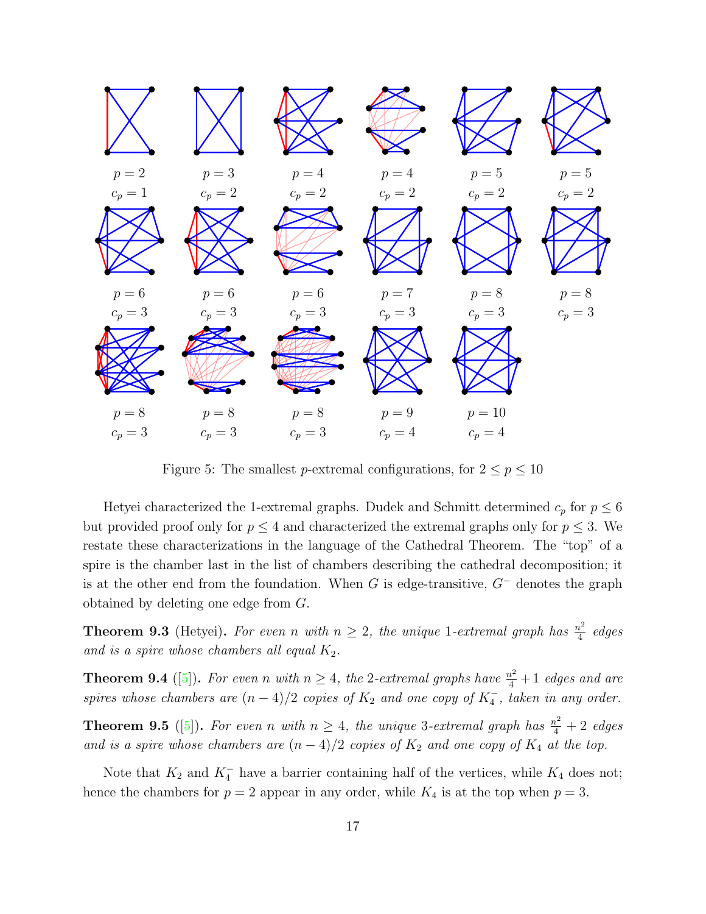Figure 5: The smallest $p$-extremal configurations, for $2 \leq p \leq 10$

Hetyei characterized the 1-extremal graphs. Dudek and Schmitt determined $c_p$ for $p \leq 6$ but provided proof only for $p \leq 4$ and characterized the extremal graphs only for $p \leq 3$. We restate these characterizations in the language of the Cathedral Theorem. The "top" of a spire is the chamber last in the list of chambers describing the cathedral decomposition; it is at the other end from the foundation. When $G$ is edge-transitive, $G^-$ denotes the graph obtained by deleting one edge from $G$.

**Theorem 9.3** (Hetyei)**.** *For even $n$ with $n \geq 2$, the unique 1-extremal graph has $\frac{n^2}{4}$ edges and is a spire whose chambers all equal $K_2$.*

**Theorem 9.4** ([5])**.** *For even $n$ with $n \geq 4$, the 2-extremal graphs have $\frac{n^2}{4} + 1$ edges and are spires whose chambers are $(n-4)/2$ copies of $K_2$ and one copy of $K_4^-$, taken in any order.*

**Theorem 9.5** ([5])**.** *For even $n$ with $n \geq 4$, the unique 3-extremal graph has $\frac{n^2}{4} + 2$ edges and is a spire whose chambers are $(n-4)/2$ copies of $K_2$ and one copy of $K_4$ at the top.*

Note that $K_2$ and $K_4^-$ have a barrier containing half of the vertices, while $K_4$ does not; hence the chambers for $p = 2$ appear in any order, while $K_4$ is at the top when $p = 3$.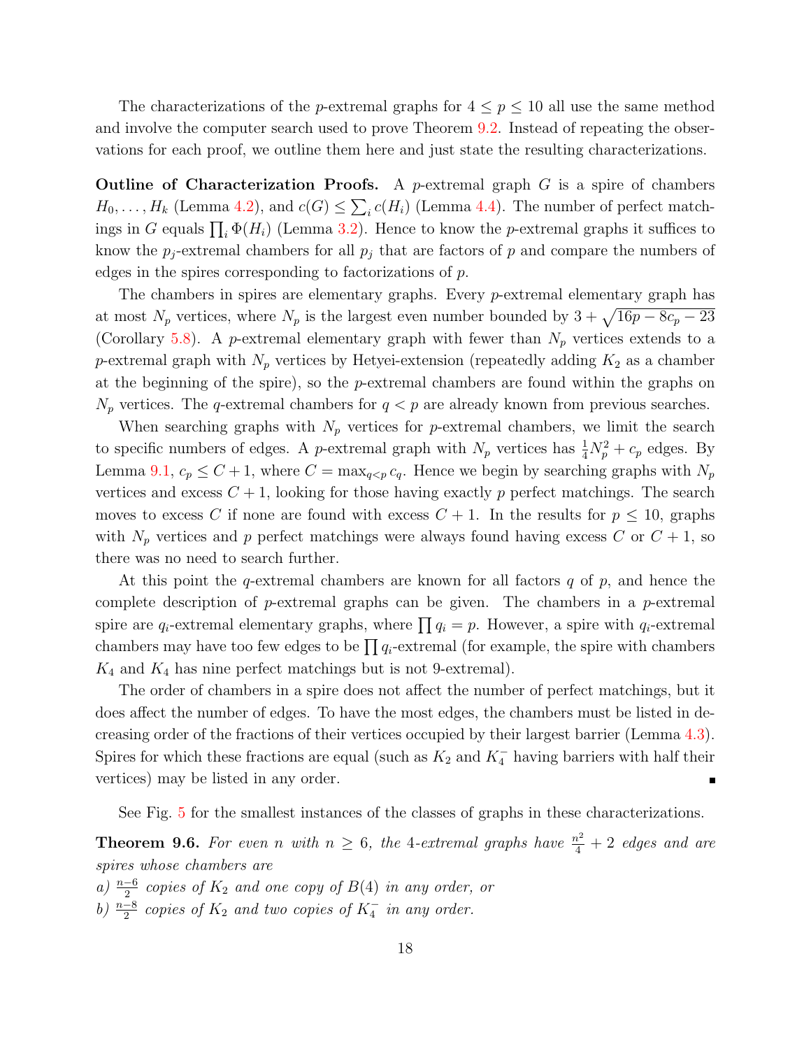The characterizations of the $p$-extremal graphs for $4 \le p \le 10$ all use the same method and involve the computer search used to prove Theorem 9.2. Instead of repeating the observations for each proof, we outline them here and just state the resulting characterizations.

**Outline of Characterization Proofs.** A $p$-extremal graph $G$ is a spire of chambers $H_0, \ldots, H_k$ (Lemma 4.2), and $c(G) \le \sum_i c(H_i)$ (Lemma 4.4). The number of perfect matchings in $G$ equals $\prod_i \Phi(H_i)$ (Lemma 3.2). Hence to know the $p$-extremal graphs it suffices to know the $p_j$-extremal chambers for all $p_j$ that are factors of $p$ and compare the numbers of edges in the spires corresponding to factorizations of $p$.

The chambers in spires are elementary graphs. Every $p$-extremal elementary graph has at most $N_p$ vertices, where $N_p$ is the largest even number bounded by $3 + \sqrt{16p - 8c_p - 23}$ (Corollary 5.8). A $p$-extremal elementary graph with fewer than $N_p$ vertices extends to a $p$-extremal graph with $N_p$ vertices by Hetyei-extension (repeatedly adding $K_2$ as a chamber at the beginning of the spire), so the $p$-extremal chambers are found within the graphs on $N_p$ vertices. The $q$-extremal chambers for $q < p$ are already known from previous searches.

When searching graphs with $N_p$ vertices for $p$-extremal chambers, we limit the search to specific numbers of edges. A $p$-extremal graph with $N_p$ vertices has $\frac{1}{4}N_p^2 + c_p$ edges. By Lemma 9.1, $c_p \le C + 1$, where $C = \max_{q<p} c_q$. Hence we begin by searching graphs with $N_p$ vertices and excess $C + 1$, looking for those having exactly $p$ perfect matchings. The search moves to excess $C$ if none are found with excess $C + 1$. In the results for $p \le 10$, graphs with $N_p$ vertices and $p$ perfect matchings were always found having excess $C$ or $C + 1$, so there was no need to search further.

At this point the $q$-extremal chambers are known for all factors $q$ of $p$, and hence the complete description of $p$-extremal graphs can be given. The chambers in a $p$-extremal spire are $q_i$-extremal elementary graphs, where $\prod q_i = p$. However, a spire with $q_i$-extremal chambers may have too few edges to be $\prod q_i$-extremal (for example, the spire with chambers $K_4$ and $K_4$ has nine perfect matchings but is not 9-extremal).

The order of chambers in a spire does not affect the number of perfect matchings, but it does affect the number of edges. To have the most edges, the chambers must be listed in decreasing order of the fractions of their vertices occupied by their largest barrier (Lemma 4.3). Spires for which these fractions are equal (such as $K_2$ and $K_4^-$ having barriers with half their vertices) may be listed in any order. ∎

See Fig. 5 for the smallest instances of the classes of graphs in these characterizations.

**Theorem 9.6.** *For even $n$ with $n \ge 6$, the 4-extremal graphs have $\frac{n^2}{4} + 2$ edges and are spires whose chambers are*

*a) $\frac{n-6}{2}$ copies of $K_2$ and one copy of $B(4)$ in any order, or*

*b) $\frac{n-8}{2}$ copies of $K_2$ and two copies of $K_4^-$ in any order.*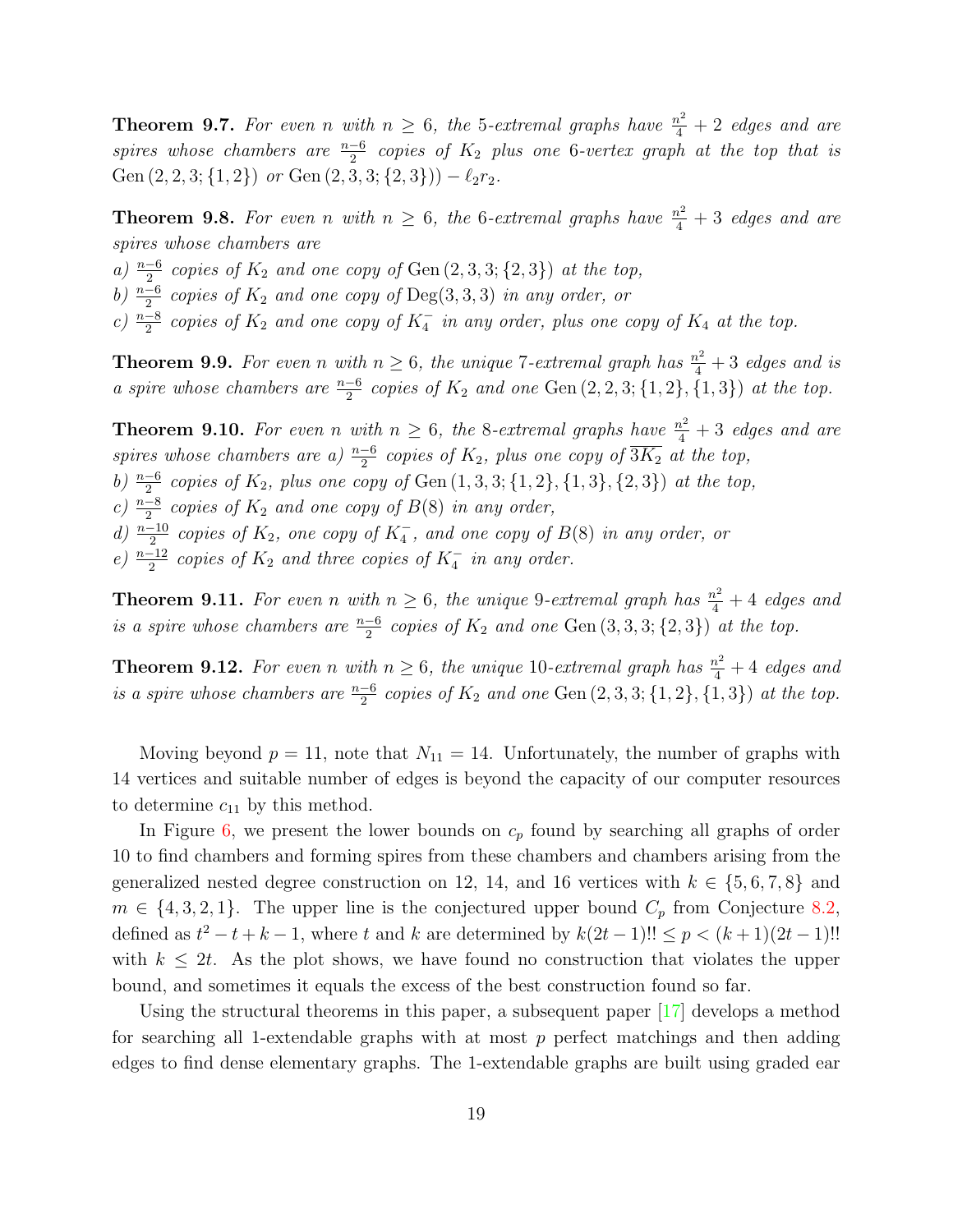**Theorem 9.7.** *For even $n$ with $n \geq 6$, the 5-extremal graphs have $\frac{n^2}{4} + 2$ edges and are spires whose chambers are $\frac{n-6}{2}$ copies of $K_2$ plus one 6-vertex graph at the top that is* $\mathrm{Gen}\,(2, 2, 3; \{1, 2\})$ *or* $\mathrm{Gen}\,(2, 3, 3; \{2, 3\})) - \ell_2 r_2$.

**Theorem 9.8.** *For even $n$ with $n \geq 6$, the 6-extremal graphs have $\frac{n^2}{4} + 3$ edges and are spires whose chambers are*

*a) $\frac{n-6}{2}$ copies of $K_2$ and one copy of* $\mathrm{Gen}\,(2, 3, 3; \{2, 3\})$ *at the top,*

*b) $\frac{n-6}{2}$ copies of $K_2$ and one copy of* $\mathrm{Deg}(3, 3, 3)$ *in any order, or*

*c) $\frac{n-8}{2}$ copies of $K_2$ and one copy of $K_4^-$ in any order, plus one copy of $K_4$ at the top.*

**Theorem 9.9.** *For even $n$ with $n \geq 6$, the unique 7-extremal graph has $\frac{n^2}{4} + 3$ edges and is a spire whose chambers are $\frac{n-6}{2}$ copies of $K_2$ and one* $\mathrm{Gen}\,(2, 2, 3; \{1, 2\}, \{1, 3\})$ *at the top.*

**Theorem 9.10.** *For even $n$ with $n \geq 6$, the 8-extremal graphs have $\frac{n^2}{4} + 3$ edges and are spires whose chambers are a) $\frac{n-6}{2}$ copies of $K_2$, plus one copy of $\overline{3K_2}$ at the top,*

*b) $\frac{n-6}{2}$ copies of $K_2$, plus one copy of* $\mathrm{Gen}\,(1, 3, 3; \{1, 2\}, \{1, 3\}, \{2, 3\})$ *at the top,*

*c) $\frac{n-8}{2}$ copies of $K_2$ and one copy of $B(8)$ in any order,*

*d) $\frac{n-10}{2}$ copies of $K_2$, one copy of $K_4^-$, and one copy of $B(8)$ in any order, or*

*e) $\frac{n-12}{2}$ copies of $K_2$ and three copies of $K_4^-$ in any order.*

**Theorem 9.11.** *For even $n$ with $n \geq 6$, the unique 9-extremal graph has $\frac{n^2}{4} + 4$ edges and is a spire whose chambers are $\frac{n-6}{2}$ copies of $K_2$ and one* $\mathrm{Gen}\,(3, 3, 3; \{2, 3\})$ *at the top.*

**Theorem 9.12.** *For even $n$ with $n \geq 6$, the unique 10-extremal graph has $\frac{n^2}{4} + 4$ edges and is a spire whose chambers are $\frac{n-6}{2}$ copies of $K_2$ and one* $\mathrm{Gen}\,(2, 3, 3; \{1, 2\}, \{1, 3\})$ *at the top.*

Moving beyond $p = 11$, note that $N_{11} = 14$. Unfortunately, the number of graphs with 14 vertices and suitable number of edges is beyond the capacity of our computer resources to determine $c_{11}$ by this method.

In Figure 6, we present the lower bounds on $c_p$ found by searching all graphs of order 10 to find chambers and forming spires from these chambers and chambers arising from the generalized nested degree construction on 12, 14, and 16 vertices with $k \in \{5, 6, 7, 8\}$ and $m \in \{4, 3, 2, 1\}$. The upper line is the conjectured upper bound $C_p$ from Conjecture 8.2, defined as $t^2 - t + k - 1$, where $t$ and $k$ are determined by $k(2t-1)!! \leq p < (k+1)(2t-1)!!$ with $k \leq 2t$. As the plot shows, we have found no construction that violates the upper bound, and sometimes it equals the excess of the best construction found so far.

Using the structural theorems in this paper, a subsequent paper [17] develops a method for searching all 1-extendable graphs with at most $p$ perfect matchings and then adding edges to find dense elementary graphs. The 1-extendable graphs are built using graded ear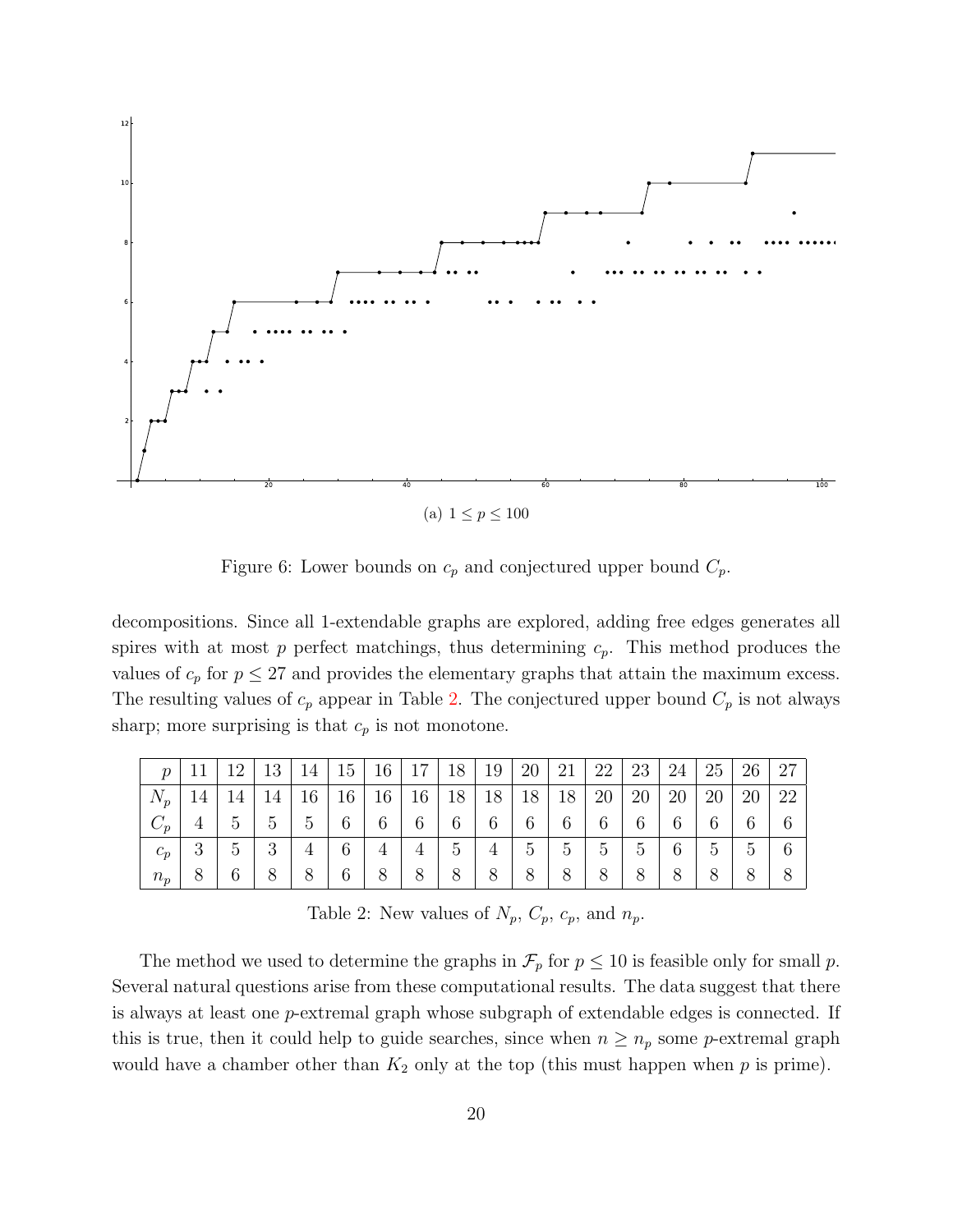(a) $1 \leq p \leq 100$

Figure 6: Lower bounds on $c_p$ and conjectured upper bound $C_p$.

decompositions. Since all 1-extendable graphs are explored, adding free edges generates all spires with at most $p$ perfect matchings, thus determining $c_p$. This method produces the values of $c_p$ for $p \leq 27$ and provides the elementary graphs that attain the maximum excess. The resulting values of $c_p$ appear in Table 2. The conjectured upper bound $C_p$ is not always sharp; more surprising is that $c_p$ is not monotone.

| $p$ | 11 | 12 | 13 | 14 | 15 | 16 | 17 | 18 | 19 | 20 | 21 | 22 | 23 | 24 | 25 | 26 | 27 |
|---|---|---|---|---|---|---|---|---|---|---|---|---|---|---|---|---|---|
| $N_p$ | 14 | 14 | 14 | 16 | 16 | 16 | 16 | 18 | 18 | 18 | 18 | 20 | 20 | 20 | 20 | 20 | 22 |
| $C_p$ | 4 | 5 | 5 | 5 | 6 | 6 | 6 | 6 | 6 | 6 | 6 | 6 | 6 | 6 | 6 | 6 | 6 |
| $c_p$ | 3 | 5 | 3 | 4 | 6 | 4 | 4 | 5 | 4 | 5 | 5 | 5 | 5 | 6 | 5 | 5 | 6 |
| $n_p$ | 8 | 6 | 8 | 8 | 6 | 8 | 8 | 8 | 8 | 8 | 8 | 8 | 8 | 8 | 8 | 8 | 8 |

Table 2: New values of $N_p$, $C_p$, $c_p$, and $n_p$.

The method we used to determine the graphs in $\mathcal{F}_p$ for $p \leq 10$ is feasible only for small $p$. Several natural questions arise from these computational results. The data suggest that there is always at least one $p$-extremal graph whose subgraph of extendable edges is connected. If this is true, then it could help to guide searches, since when $n \geq n_p$ some $p$-extremal graph would have a chamber other than $K_2$ only at the top (this must happen when $p$ is prime).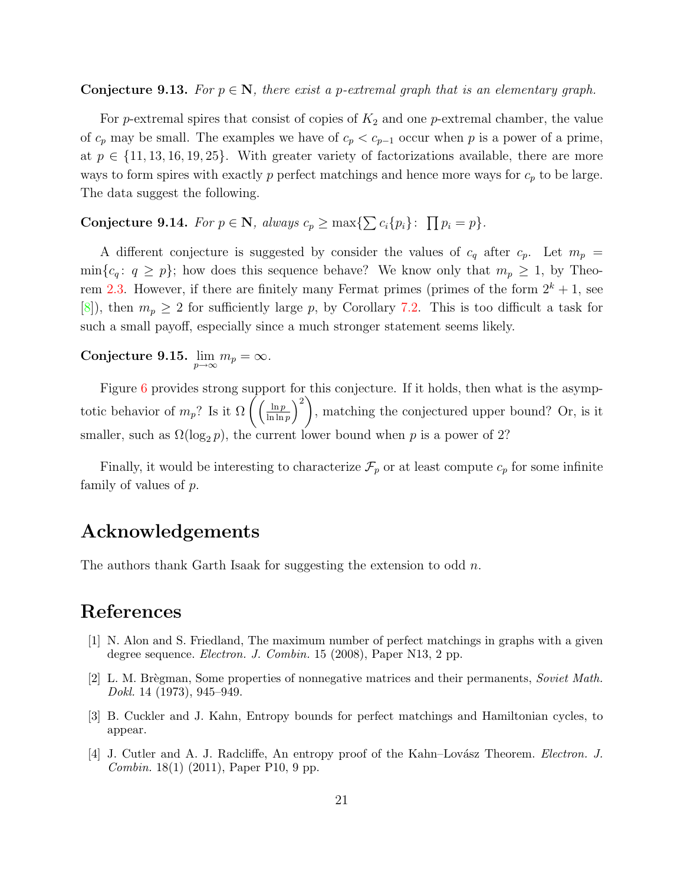**Conjecture 9.13.** *For $p \in \mathbf{N}$, there exist a $p$-extremal graph that is an elementary graph.*

For $p$-extremal spires that consist of copies of $K_2$ and one $p$-extremal chamber, the value of $c_p$ may be small. The examples we have of $c_p < c_{p-1}$ occur when $p$ is a power of a prime, at $p \in \{11, 13, 16, 19, 25\}$. With greater variety of factorizations available, there are more ways to form spires with exactly $p$ perfect matchings and hence more ways for $c_p$ to be large. The data suggest the following.

**Conjecture 9.14.** *For $p \in \mathbf{N}$, always $c_p \geq \max\{\sum c_i\{p_i\} \colon \prod p_i = p\}$.*

A different conjecture is suggested by consider the values of $c_q$ after $c_p$. Let $m_p = \min\{c_q \colon q \geq p\}$; how does this sequence behave? We know only that $m_p \geq 1$, by Theorem 2.3. However, if there are finitely many Fermat primes (primes of the form $2^k + 1$, see [8]), then $m_p \geq 2$ for sufficiently large $p$, by Corollary 7.2. This is too difficult a task for such a small payoff, especially since a much stronger statement seems likely.

**Conjecture 9.15.** $\lim_{p \to \infty} m_p = \infty$.

Figure 6 provides strong support for this conjecture. If it holds, then what is the asymptotic behavior of $m_p$? Is it $\Omega\left(\left(\frac{\ln p}{\ln \ln p}\right)^2\right)$, matching the conjectured upper bound? Or, is it smaller, such as $\Omega(\log_2 p)$, the current lower bound when $p$ is a power of 2?

Finally, it would be interesting to characterize $\mathcal{F}_p$ or at least compute $c_p$ for some infinite family of values of $p$.

## Acknowledgements

The authors thank Garth Isaak for suggesting the extension to odd $n$.

## References

[1] N. Alon and S. Friedland, The maximum number of perfect matchings in graphs with a given degree sequence. *Electron. J. Combin.* 15 (2008), Paper N13, 2 pp.

[2] L. M. Brègman, Some properties of nonnegative matrices and their permanents, *Soviet Math. Dokl.* 14 (1973), 945–949.

[3] B. Cuckler and J. Kahn, Entropy bounds for perfect matchings and Hamiltonian cycles, to appear.

[4] J. Cutler and A. J. Radcliffe, An entropy proof of the Kahn–Lovász Theorem. *Electron. J. Combin.* 18(1) (2011), Paper P10, 9 pp.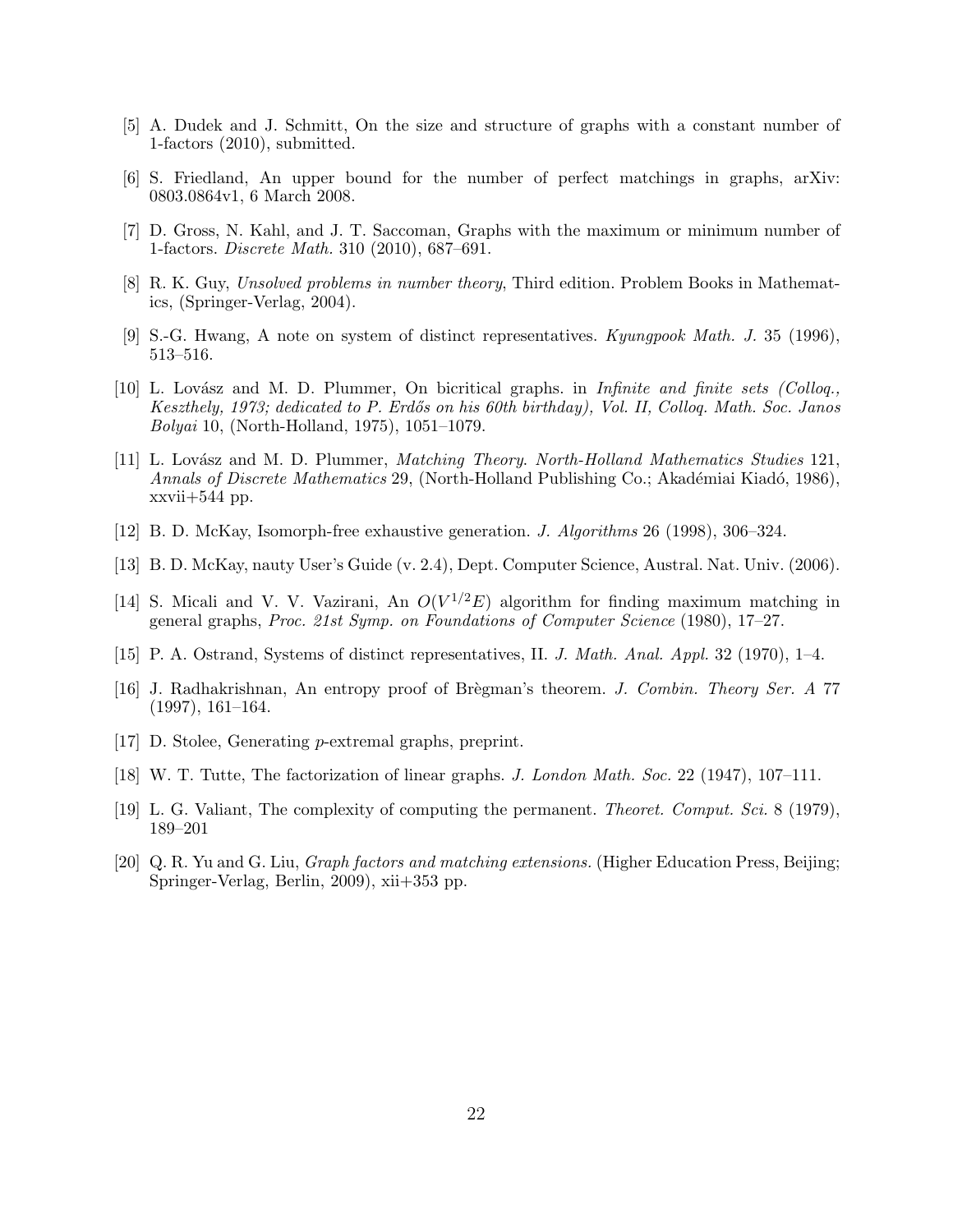[5] A. Dudek and J. Schmitt, On the size and structure of graphs with a constant number of 1-factors (2010), submitted.

[6] S. Friedland, An upper bound for the number of perfect matchings in graphs, arXiv: 0803.0864v1, 6 March 2008.

[7] D. Gross, N. Kahl, and J. T. Saccoman, Graphs with the maximum or minimum number of 1-factors. *Discrete Math.* 310 (2010), 687–691.

[8] R. K. Guy, *Unsolved problems in number theory*, Third edition. Problem Books in Mathematics, (Springer-Verlag, 2004).

[9] S.-G. Hwang, A note on system of distinct representatives. *Kyungpook Math. J.* 35 (1996), 513–516.

[10] L. Lovász and M. D. Plummer, On bicritical graphs. in *Infinite and finite sets (Colloq., Keszthely, 1973; dedicated to P. Erdős on his 60th birthday), Vol. II, Colloq. Math. Soc. Janos Bolyai* 10, (North-Holland, 1975), 1051–1079.

[11] L. Lovász and M. D. Plummer, *Matching Theory. North-Holland Mathematics Studies* 121, *Annals of Discrete Mathematics* 29, (North-Holland Publishing Co.; Akadémiai Kiadó, 1986), xxvii+544 pp.

[12] B. D. McKay, Isomorph-free exhaustive generation. *J. Algorithms* 26 (1998), 306–324.

[13] B. D. McKay, nauty User's Guide (v. 2.4), Dept. Computer Science, Austral. Nat. Univ. (2006).

[14] S. Micali and V. V. Vazirani, An $O(V^{1/2}E)$ algorithm for finding maximum matching in general graphs, *Proc. 21st Symp. on Foundations of Computer Science* (1980), 17–27.

[15] P. A. Ostrand, Systems of distinct representatives, II. *J. Math. Anal. Appl.* 32 (1970), 1–4.

[16] J. Radhakrishnan, An entropy proof of Brègman's theorem. *J. Combin. Theory Ser. A* 77 (1997), 161–164.

[17] D. Stolee, Generating $p$-extremal graphs, preprint.

[18] W. T. Tutte, The factorization of linear graphs. *J. London Math. Soc.* 22 (1947), 107–111.

[19] L. G. Valiant, The complexity of computing the permanent. *Theoret. Comput. Sci.* 8 (1979), 189–201

[20] Q. R. Yu and G. Liu, *Graph factors and matching extensions.* (Higher Education Press, Beijing; Springer-Verlag, Berlin, 2009), xii+353 pp.